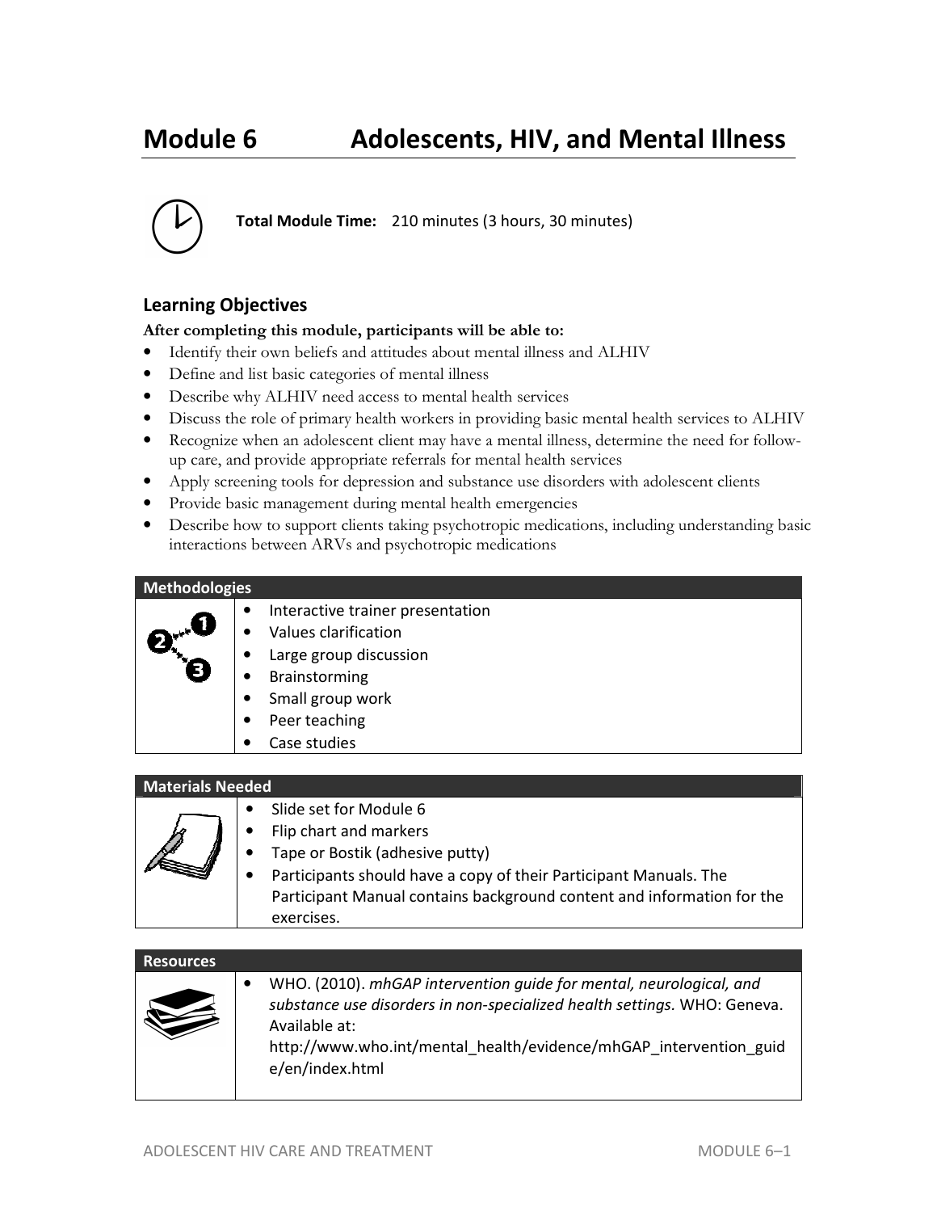# Module 6 Adolescents, HIV, and Mental Illness

**Total Module Time:** 210 minutes (3 hours, 30 minutes)

## Learning Objectives

**After completing this module, participants will be able to:**

- Identify their own beliefs and attitudes about mental illness and ALHIV
- Define and list basic categories of mental illness
- Describe why ALHIV need access to mental health services
- Discuss the role of primary health workers in providing basic mental health services to ALHIV
- Recognize when an adolescent client may have a mental illness, determine the need for follow-up care, and provide appropriate referrals for mental health services
- Apply screening tools for depression and substance use disorders with adolescent clients
- Provide basic management during mental health emergencies
- Describe how to support clients taking psychotropic medications, including understanding basic interactions between ARVs and psychotropic medications

| Methodologies |
|---|
| • Interactive trainer presentation<br>• Values clarification<br>• Large group discussion<br>• Brainstorming<br>• Small group work<br>• Peer teaching<br>• Case studies |

| Materials Needed |
|---|
| • Slide set for Module 6<br>• Flip chart and markers<br>• Tape or Bostik (adhesive putty)<br>• Participants should have a copy of their Participant Manuals. The Participant Manual contains background content and information for the exercises. |

| Resources |
|---|
| • WHO. (2010). *mhGAP intervention guide for mental, neurological, and substance use disorders in non-specialized health settings.* WHO: Geneva. Available at: http://www.who.int/mental_health/evidence/mhGAP_intervention_guide/en/index.html |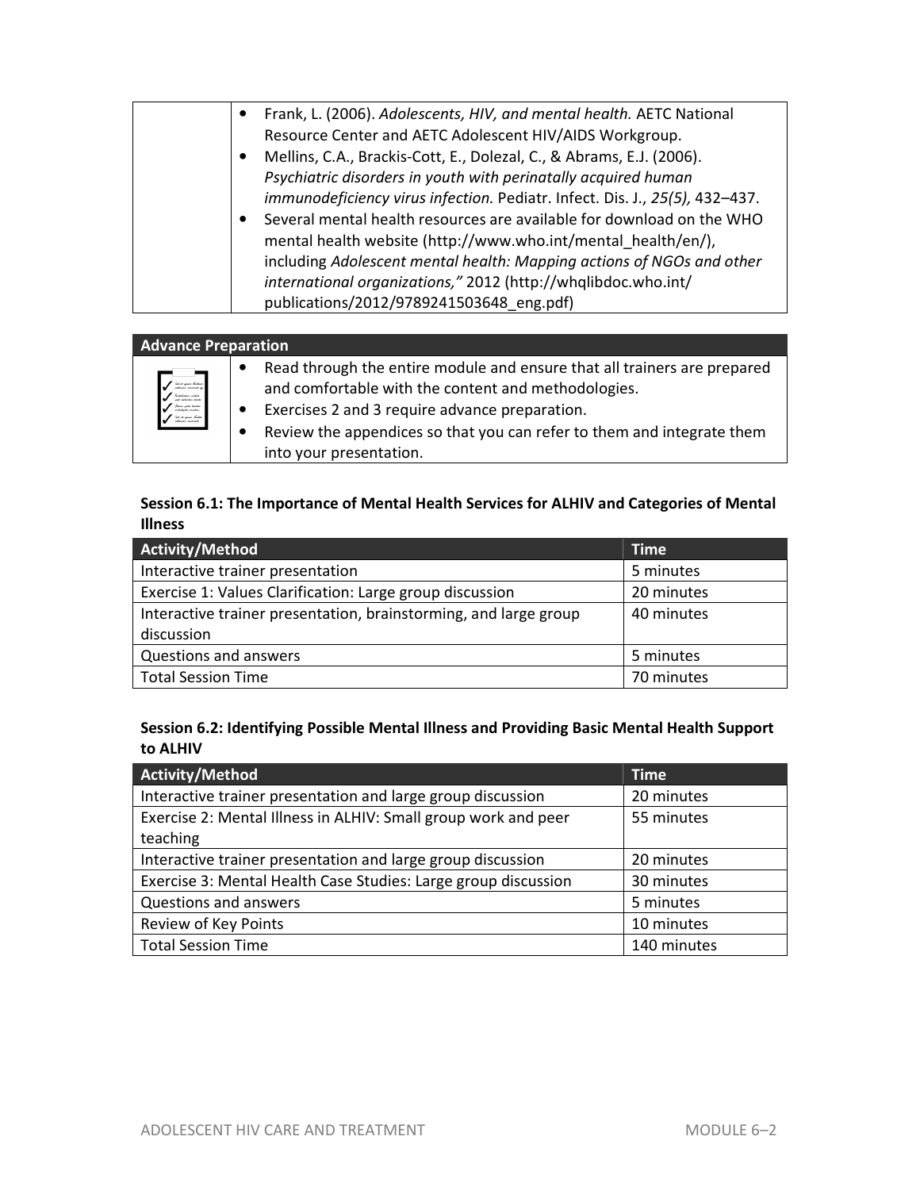- Frank, L. (2006). *Adolescents, HIV, and mental health.* AETC National Resource Center and AETC Adolescent HIV/AIDS Workgroup.
- Mellins, C.A., Brackis-Cott, E., Dolezal, C., & Abrams, E.J. (2006). *Psychiatric disorders in youth with perinatally acquired human immunodeficiency virus infection.* Pediatr. Infect. Dis. J., *25(5),* 432–437.
- Several mental health resources are available for download on the WHO mental health website (http://www.who.int/mental_health/en/), including *Adolescent mental health: Mapping actions of NGOs and other international organizations,"* 2012 (http://whqlibdoc.who.int/ publications/2012/9789241503648_eng.pdf)

**Advance Preparation**

- Read through the entire module and ensure that all trainers are prepared and comfortable with the content and methodologies.
- Exercises 2 and 3 require advance preparation.
- Review the appendices so that you can refer to them and integrate them into your presentation.

### Session 6.1: The Importance of Mental Health Services for ALHIV and Categories of Mental Illness

| Activity/Method | Time |
|---|---|
| Interactive trainer presentation | 5 minutes |
| Exercise 1: Values Clarification: Large group discussion | 20 minutes |
| Interactive trainer presentation, brainstorming, and large group discussion | 40 minutes |
| Questions and answers | 5 minutes |
| Total Session Time | 70 minutes |

### Session 6.2: Identifying Possible Mental Illness and Providing Basic Mental Health Support to ALHIV

| Activity/Method | Time |
|---|---|
| Interactive trainer presentation and large group discussion | 20 minutes |
| Exercise 2: Mental Illness in ALHIV: Small group work and peer teaching | 55 minutes |
| Interactive trainer presentation and large group discussion | 20 minutes |
| Exercise 3: Mental Health Case Studies: Large group discussion | 30 minutes |
| Questions and answers | 5 minutes |
| Review of Key Points | 10 minutes |
| Total Session Time | 140 minutes |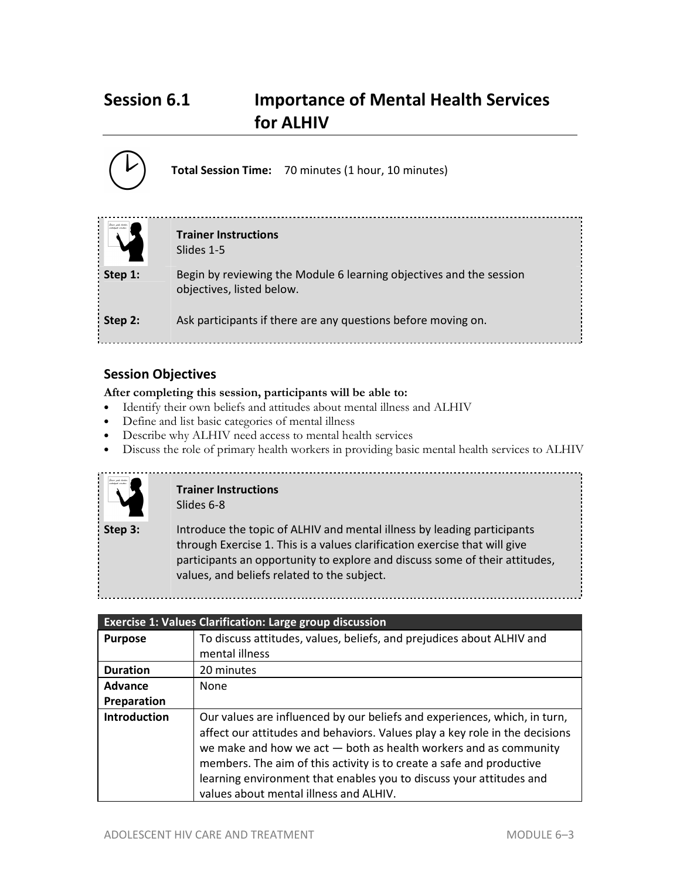# Session 6.1 Importance of Mental Health Services for ALHIV

**Total Session Time:** 70 minutes (1 hour, 10 minutes)

**Trainer Instructions**
Slides 1-5

**Step 1:** Begin by reviewing the Module 6 learning objectives and the session objectives, listed below.

**Step 2:** Ask participants if there are any questions before moving on.

## Session Objectives

**After completing this session, participants will be able to:**

- Identify their own beliefs and attitudes about mental illness and ALHIV
- Define and list basic categories of mental illness
- Describe why ALHIV need access to mental health services
- Discuss the role of primary health workers in providing basic mental health services to ALHIV

**Trainer Instructions**
Slides 6-8

**Step 3:** Introduce the topic of ALHIV and mental illness by leading participants through Exercise 1. This is a values clarification exercise that will give participants an opportunity to explore and discuss some of their attitudes, values, and beliefs related to the subject.

| Exercise 1: Values Clarification: Large group discussion | |
|---|---|
| **Purpose** | To discuss attitudes, values, beliefs, and prejudices about ALHIV and mental illness |
| **Duration** | 20 minutes |
| **Advance Preparation** | None |
| **Introduction** | Our values are influenced by our beliefs and experiences, which, in turn, affect our attitudes and behaviors. Values play a key role in the decisions we make and how we act — both as health workers and as community members. The aim of this activity is to create a safe and productive learning environment that enables you to discuss your attitudes and values about mental illness and ALHIV. |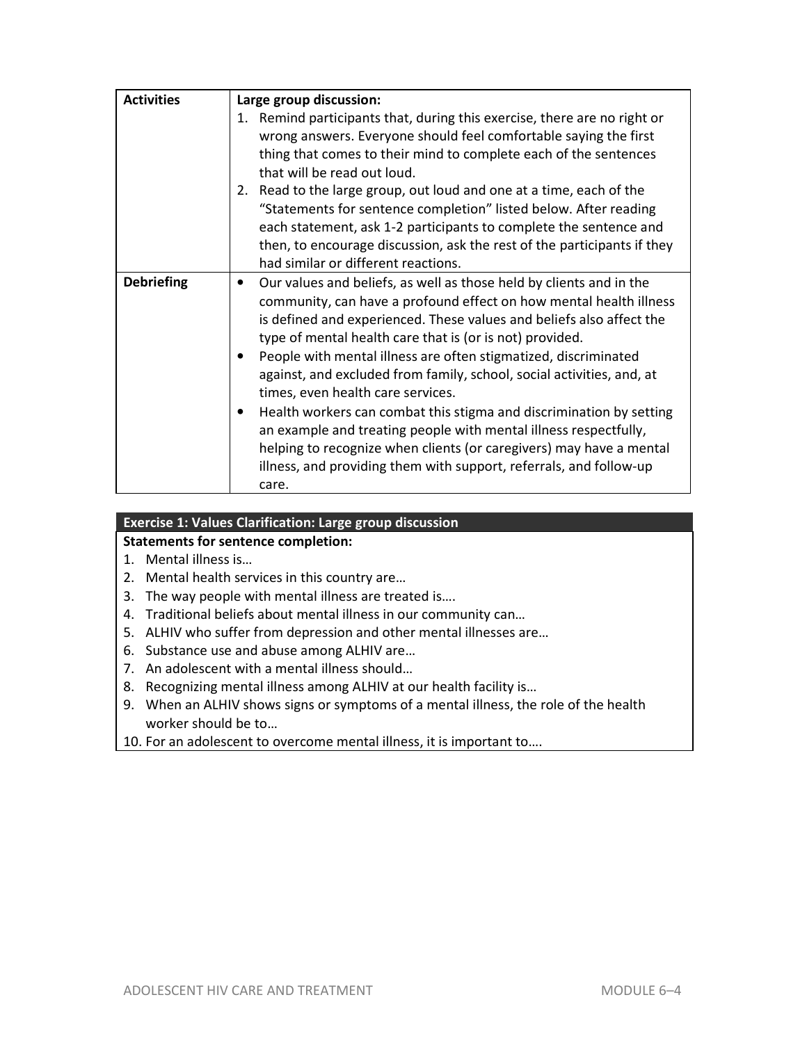| **Activities** | **Large group discussion:**<br>1. Remind participants that, during this exercise, there are no right or wrong answers. Everyone should feel comfortable saying the first thing that comes to their mind to complete each of the sentences that will be read out loud.<br>2. Read to the large group, out loud and one at a time, each of the "Statements for sentence completion" listed below. After reading each statement, ask 1-2 participants to complete the sentence and then, to encourage discussion, ask the rest of the participants if they had similar or different reactions. |
|---|---|
| **Debriefing** | • Our values and beliefs, as well as those held by clients and in the community, can have a profound effect on how mental health illness is defined and experienced. These values and beliefs also affect the type of mental health care that is (or is not) provided.<br>• People with mental illness are often stigmatized, discriminated against, and excluded from family, school, social activities, and, at times, even health care services.<br>• Health workers can combat this stigma and discrimination by setting an example and treating people with mental illness respectfully, helping to recognize when clients (or caregivers) may have a mental illness, and providing them with support, referrals, and follow-up care. |

**Exercise 1: Values Clarification: Large group discussion**

**Statements for sentence completion:**

1. Mental illness is…
2. Mental health services in this country are…
3. The way people with mental illness are treated is….
4. Traditional beliefs about mental illness in our community can…
5. ALHIV who suffer from depression and other mental illnesses are…
6. Substance use and abuse among ALHIV are…
7. An adolescent with a mental illness should…
8. Recognizing mental illness among ALHIV at our health facility is…
9. When an ALHIV shows signs or symptoms of a mental illness, the role of the health worker should be to…
10. For an adolescent to overcome mental illness, it is important to….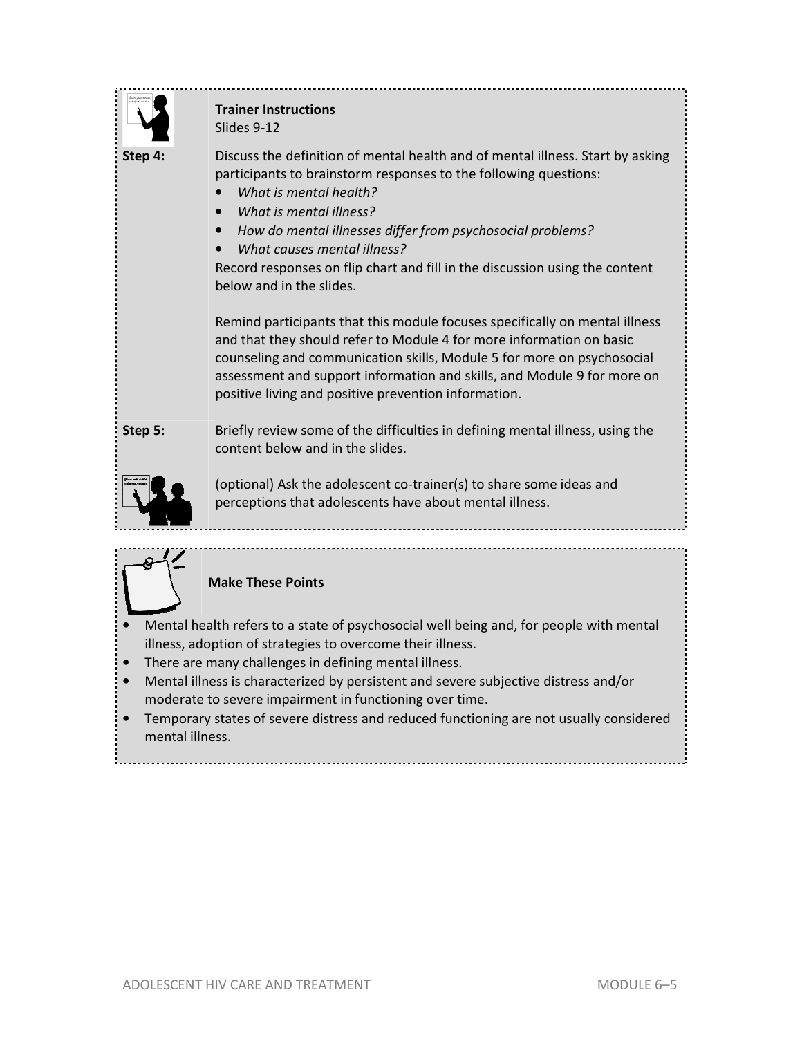**Trainer Instructions**
Slides 9-12

**Step 4:** Discuss the definition of mental health and of mental illness. Start by asking participants to brainstorm responses to the following questions:

- *What is mental health?*
- *What is mental illness?*
- *How do mental illnesses differ from psychosocial problems?*
- *What causes mental illness?*

Record responses on flip chart and fill in the discussion using the content below and in the slides.

Remind participants that this module focuses specifically on mental illness and that they should refer to Module 4 for more information on basic counseling and communication skills, Module 5 for more on psychosocial assessment and support information and skills, and Module 9 for more on positive living and positive prevention information.

**Step 5:** Briefly review some of the difficulties in defining mental illness, using the content below and in the slides.

(optional) Ask the adolescent co-trainer(s) to share some ideas and perceptions that adolescents have about mental illness.

**Make These Points**

- Mental health refers to a state of psychosocial well being and, for people with mental illness, adoption of strategies to overcome their illness.
- There are many challenges in defining mental illness.
- Mental illness is characterized by persistent and severe subjective distress and/or moderate to severe impairment in functioning over time.
- Temporary states of severe distress and reduced functioning are not usually considered mental illness.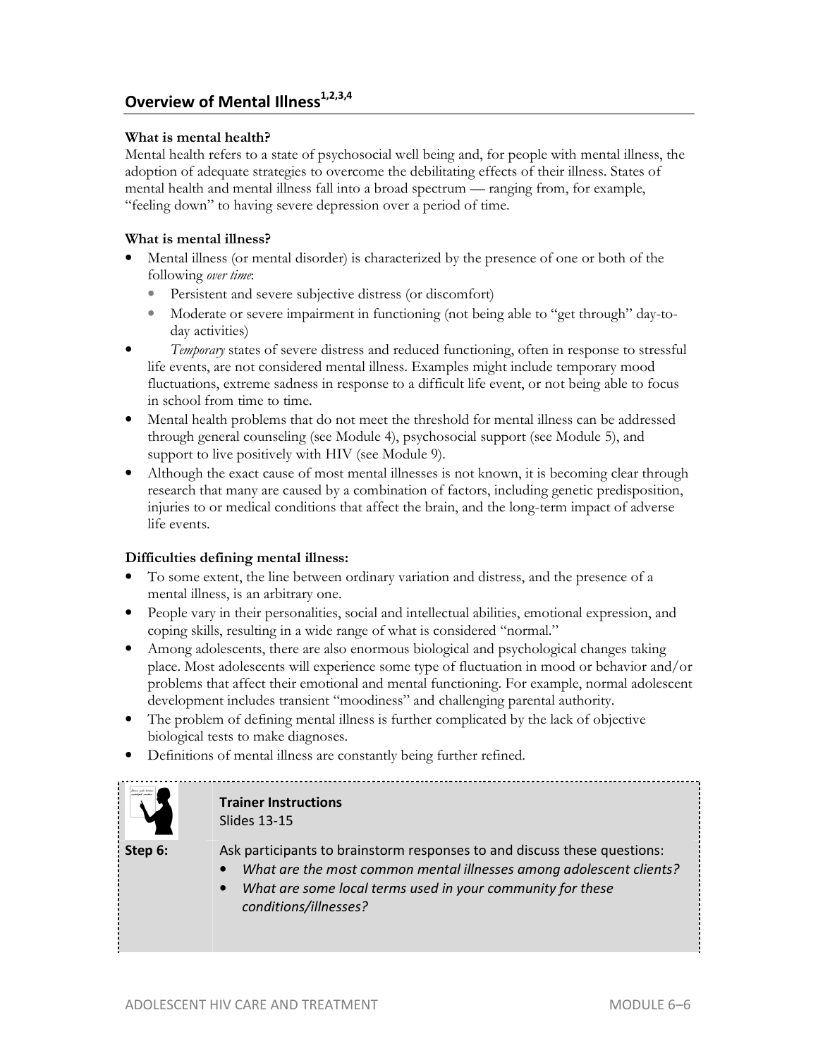## Overview of Mental Illness[1,2,3,4]

**What is mental health?**

Mental health refers to a state of psychosocial well being and, for people with mental illness, the adoption of adequate strategies to overcome the debilitating effects of their illness. States of mental health and mental illness fall into a broad spectrum — ranging from, for example, "feeling down" to having severe depression over a period of time.

**What is mental illness?**

- Mental illness (or mental disorder) is characterized by the presence of one or both of the following *over time*:
  - Persistent and severe subjective distress (or discomfort)
  - Moderate or severe impairment in functioning (not being able to "get through" day-to-day activities)
- *Temporary* states of severe distress and reduced functioning, often in response to stressful life events, are not considered mental illness. Examples might include temporary mood fluctuations, extreme sadness in response to a difficult life event, or not being able to focus in school from time to time.
- Mental health problems that do not meet the threshold for mental illness can be addressed through general counseling (see Module 4), psychosocial support (see Module 5), and support to live positively with HIV (see Module 9).
- Although the exact cause of most mental illnesses is not known, it is becoming clear through research that many are caused by a combination of factors, including genetic predisposition, injuries to or medical conditions that affect the brain, and the long-term impact of adverse life events.

**Difficulties defining mental illness:**

- To some extent, the line between ordinary variation and distress, and the presence of a mental illness, is an arbitrary one.
- People vary in their personalities, social and intellectual abilities, emotional expression, and coping skills, resulting in a wide range of what is considered "normal."
- Among adolescents, there are also enormous biological and psychological changes taking place. Most adolescents will experience some type of fluctuation in mood or behavior and/or problems that affect their emotional and mental functioning. For example, normal adolescent development includes transient "moodiness" and challenging parental authority.
- The problem of defining mental illness is further complicated by the lack of objective biological tests to make diagnoses.
- Definitions of mental illness are constantly being further refined.

**Trainer Instructions**
Slides 13-15

**Step 6:** Ask participants to brainstorm responses to and discuss these questions:

- *What are the most common mental illnesses among adolescent clients?*
- *What are some local terms used in your community for these conditions/illnesses?*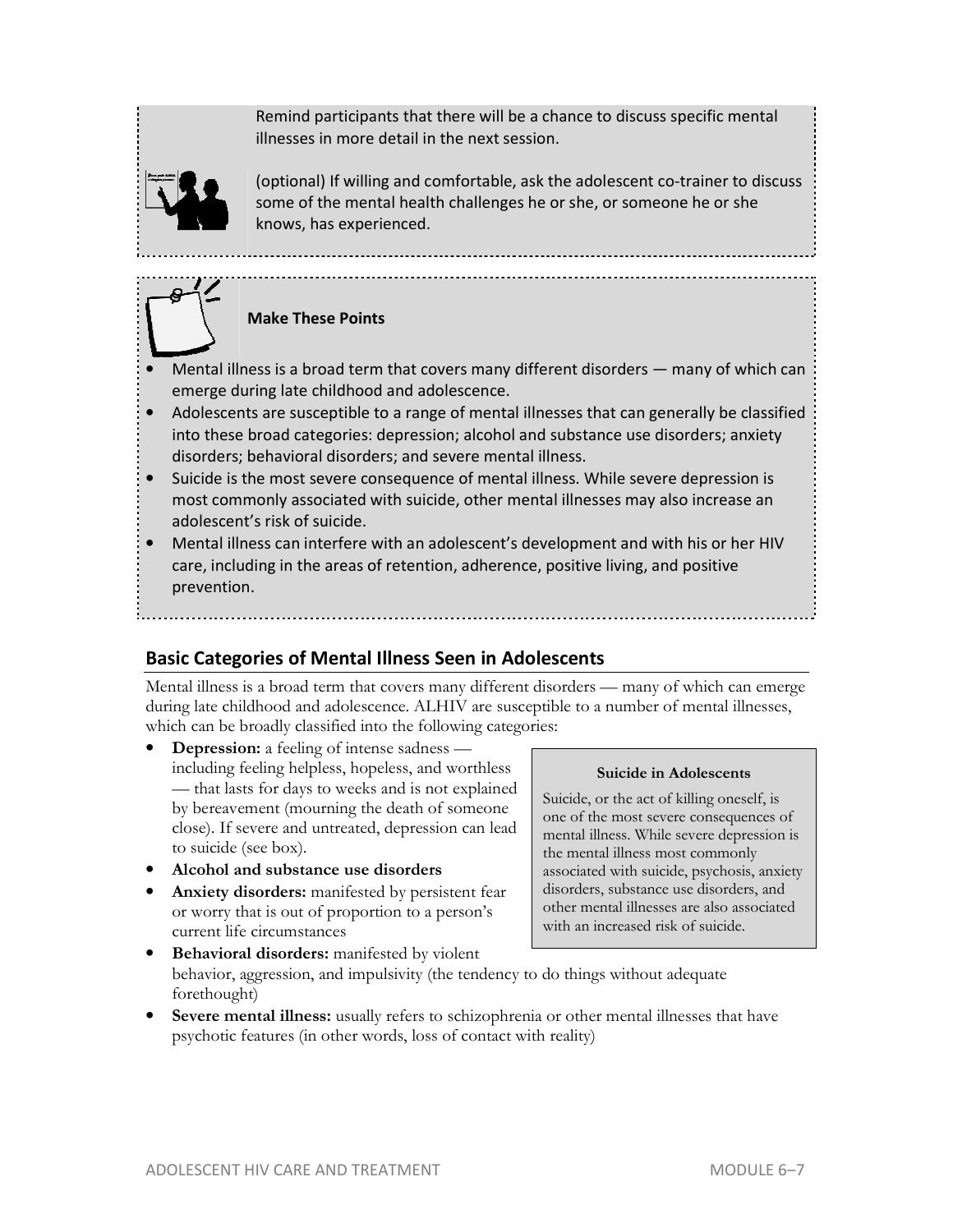Remind participants that there will be a chance to discuss specific mental illnesses in more detail in the next session.

(optional) If willing and comfortable, ask the adolescent co-trainer to discuss some of the mental health challenges he or she, or someone he or she knows, has experienced.

**Make These Points**

- Mental illness is a broad term that covers many different disorders — many of which can emerge during late childhood and adolescence.
- Adolescents are susceptible to a range of mental illnesses that can generally be classified into these broad categories: depression; alcohol and substance use disorders; anxiety disorders; behavioral disorders; and severe mental illness.
- Suicide is the most severe consequence of mental illness. While severe depression is most commonly associated with suicide, other mental illnesses may also increase an adolescent's risk of suicide.
- Mental illness can interfere with an adolescent's development and with his or her HIV care, including in the areas of retention, adherence, positive living, and positive prevention.

## Basic Categories of Mental Illness Seen in Adolescents

Mental illness is a broad term that covers many different disorders — many of which can emerge during late childhood and adolescence. ALHIV are susceptible to a number of mental illnesses, which can be broadly classified into the following categories:

- **Depression:** a feeling of intense sadness — including feeling helpless, hopeless, and worthless — that lasts for days to weeks and is not explained by bereavement (mourning the death of someone close). If severe and untreated, depression can lead to suicide (see box).
- **Alcohol and substance use disorders**
- **Anxiety disorders:** manifested by persistent fear or worry that is out of proportion to a person's current life circumstances
- **Behavioral disorders:** manifested by violent behavior, aggression, and impulsivity (the tendency to do things without adequate forethought)
- **Severe mental illness:** usually refers to schizophrenia or other mental illnesses that have psychotic features (in other words, loss of contact with reality)

**Suicide in Adolescents**

Suicide, or the act of killing oneself, is one of the most severe consequences of mental illness. While severe depression is the mental illness most commonly associated with suicide, psychosis, anxiety disorders, substance use disorders, and other mental illnesses are also associated with an increased risk of suicide.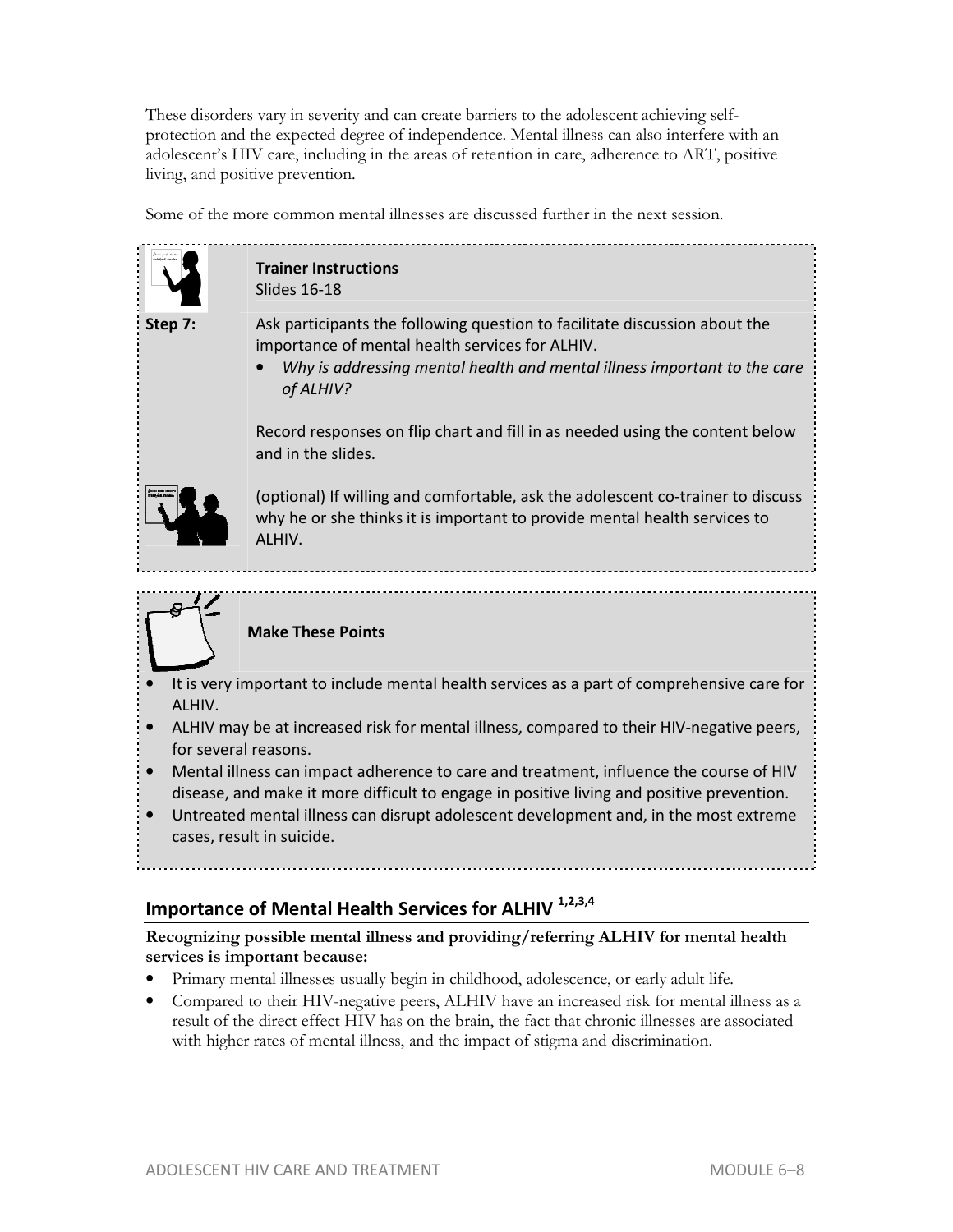These disorders vary in severity and can create barriers to the adolescent achieving self-protection and the expected degree of independence. Mental illness can also interfere with an adolescent's HIV care, including in the areas of retention in care, adherence to ART, positive living, and positive prevention.

Some of the more common mental illnesses are discussed further in the next session.

**Trainer Instructions**
Slides 16-18

**Step 7:** Ask participants the following question to facilitate discussion about the importance of mental health services for ALHIV.

- *Why is addressing mental health and mental illness important to the care of ALHIV?*

Record responses on flip chart and fill in as needed using the content below and in the slides.

(optional) If willing and comfortable, ask the adolescent co-trainer to discuss why he or she thinks it is important to provide mental health services to ALHIV.

**Make These Points**

- It is very important to include mental health services as a part of comprehensive care for ALHIV.
- ALHIV may be at increased risk for mental illness, compared to their HIV-negative peers, for several reasons.
- Mental illness can impact adherence to care and treatment, influence the course of HIV disease, and make it more difficult to engage in positive living and positive prevention.
- Untreated mental illness can disrupt adolescent development and, in the most extreme cases, result in suicide.

## Importance of Mental Health Services for ALHIV [1,2,3,4]

**Recognizing possible mental illness and providing/referring ALHIV for mental health services is important because:**

- Primary mental illnesses usually begin in childhood, adolescence, or early adult life.
- Compared to their HIV-negative peers, ALHIV have an increased risk for mental illness as a result of the direct effect HIV has on the brain, the fact that chronic illnesses are associated with higher rates of mental illness, and the impact of stigma and discrimination.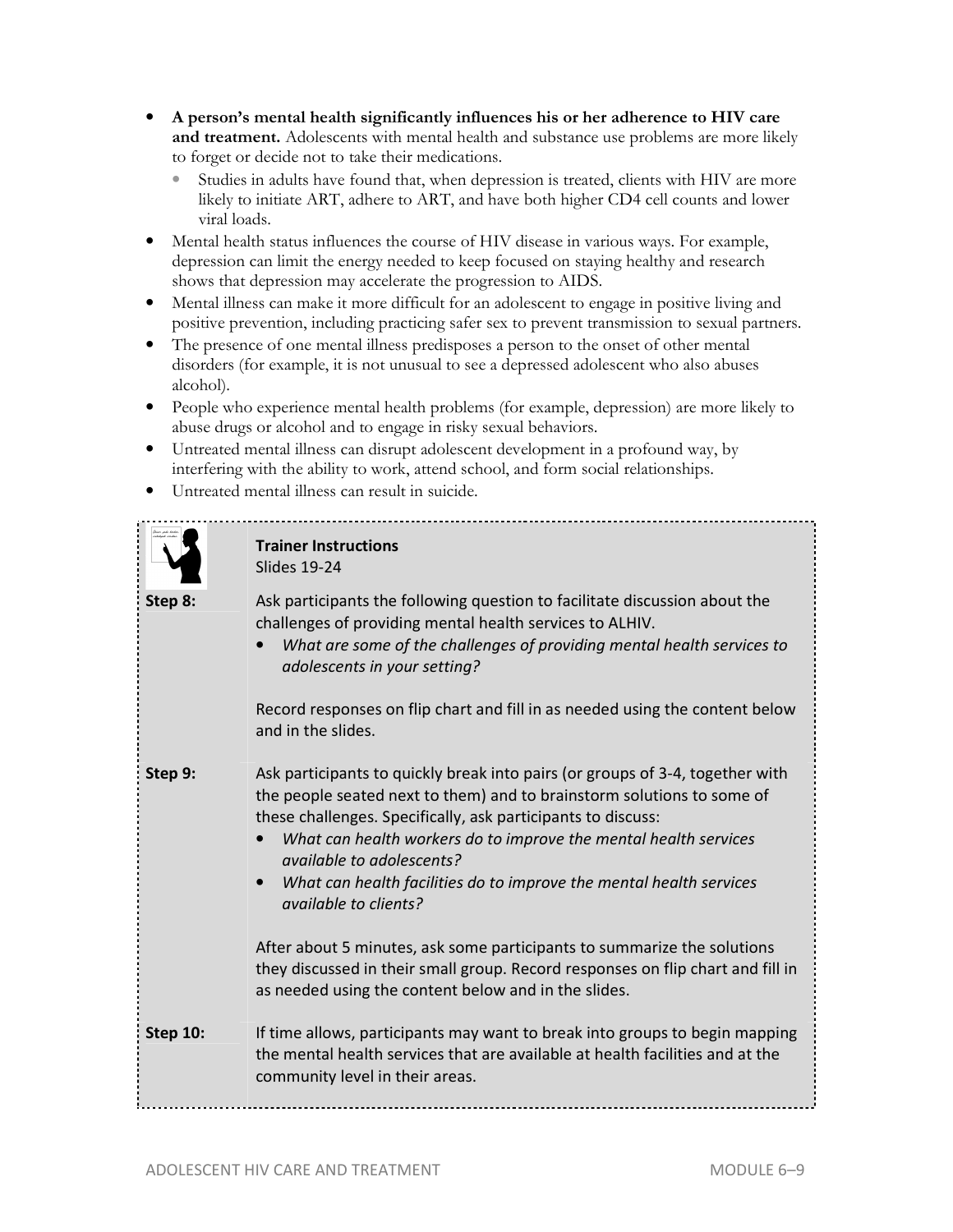- **A person's mental health significantly influences his or her adherence to HIV care and treatment.** Adolescents with mental health and substance use problems are more likely to forget or decide not to take their medications.
  - Studies in adults have found that, when depression is treated, clients with HIV are more likely to initiate ART, adhere to ART, and have both higher CD4 cell counts and lower viral loads.
- Mental health status influences the course of HIV disease in various ways. For example, depression can limit the energy needed to keep focused on staying healthy and research shows that depression may accelerate the progression to AIDS.
- Mental illness can make it more difficult for an adolescent to engage in positive living and positive prevention, including practicing safer sex to prevent transmission to sexual partners.
- The presence of one mental illness predisposes a person to the onset of other mental disorders (for example, it is not unusual to see a depressed adolescent who also abuses alcohol).
- People who experience mental health problems (for example, depression) are more likely to abuse drugs or alcohol and to engage in risky sexual behaviors.
- Untreated mental illness can disrupt adolescent development in a profound way, by interfering with the ability to work, attend school, and form social relationships.
- Untreated mental illness can result in suicide.

**Trainer Instructions**
Slides 19-24

**Step 8:** Ask participants the following question to facilitate discussion about the challenges of providing mental health services to ALHIV.

- *What are some of the challenges of providing mental health services to adolescents in your setting?*

Record responses on flip chart and fill in as needed using the content below and in the slides.

**Step 9:** Ask participants to quickly break into pairs (or groups of 3-4, together with the people seated next to them) and to brainstorm solutions to some of these challenges. Specifically, ask participants to discuss:

- *What can health workers do to improve the mental health services available to adolescents?*
- *What can health facilities do to improve the mental health services available to clients?*

After about 5 minutes, ask some participants to summarize the solutions they discussed in their small group. Record responses on flip chart and fill in as needed using the content below and in the slides.

**Step 10:** If time allows, participants may want to break into groups to begin mapping the mental health services that are available at health facilities and at the community level in their areas.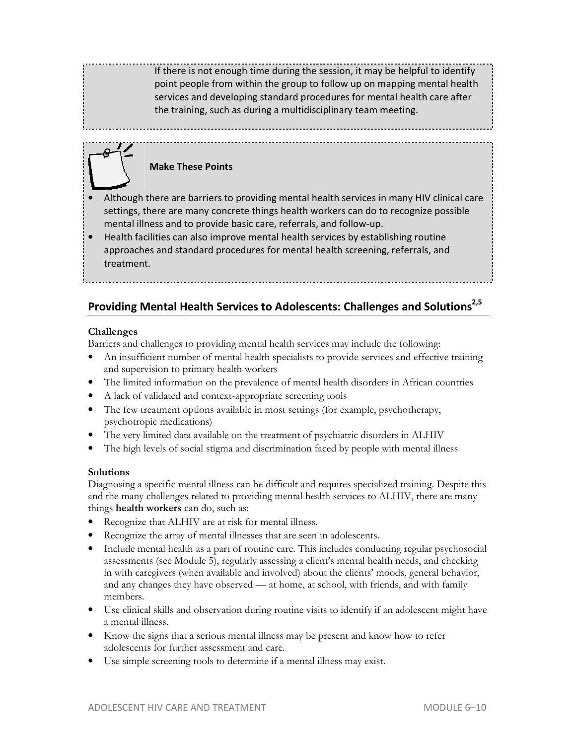If there is not enough time during the session, it may be helpful to identify point people from within the group to follow up on mapping mental health services and developing standard procedures for mental health care after the training, such as during a multidisciplinary team meeting.

**Make These Points**

- Although there are barriers to providing mental health services in many HIV clinical care settings, there are many concrete things health workers can do to recognize possible mental illness and to provide basic care, referrals, and follow-up.
- Health facilities can also improve mental health services by establishing routine approaches and standard procedures for mental health screening, referrals, and treatment.

## Providing Mental Health Services to Adolescents: Challenges and Solutions[2,5]

**Challenges**

Barriers and challenges to providing mental health services may include the following:

- An insufficient number of mental health specialists to provide services and effective training and supervision to primary health workers
- The limited information on the prevalence of mental health disorders in African countries
- A lack of validated and context-appropriate screening tools
- The few treatment options available in most settings (for example, psychotherapy, psychotropic medications)
- The very limited data available on the treatment of psychiatric disorders in ALHIV
- The high levels of social stigma and discrimination faced by people with mental illness

**Solutions**

Diagnosing a specific mental illness can be difficult and requires specialized training. Despite this and the many challenges related to providing mental health services to ALHIV, there are many things **health workers** can do, such as:

- Recognize that ALHIV are at risk for mental illness.
- Recognize the array of mental illnesses that are seen in adolescents.
- Include mental health as a part of routine care. This includes conducting regular psychosocial assessments (see Module 5), regularly assessing a client's mental health needs, and checking in with caregivers (when available and involved) about the clients' moods, general behavior, and any changes they have observed — at home, at school, with friends, and with family members.
- Use clinical skills and observation during routine visits to identify if an adolescent might have a mental illness.
- Know the signs that a serious mental illness may be present and know how to refer adolescents for further assessment and care.
- Use simple screening tools to determine if a mental illness may exist.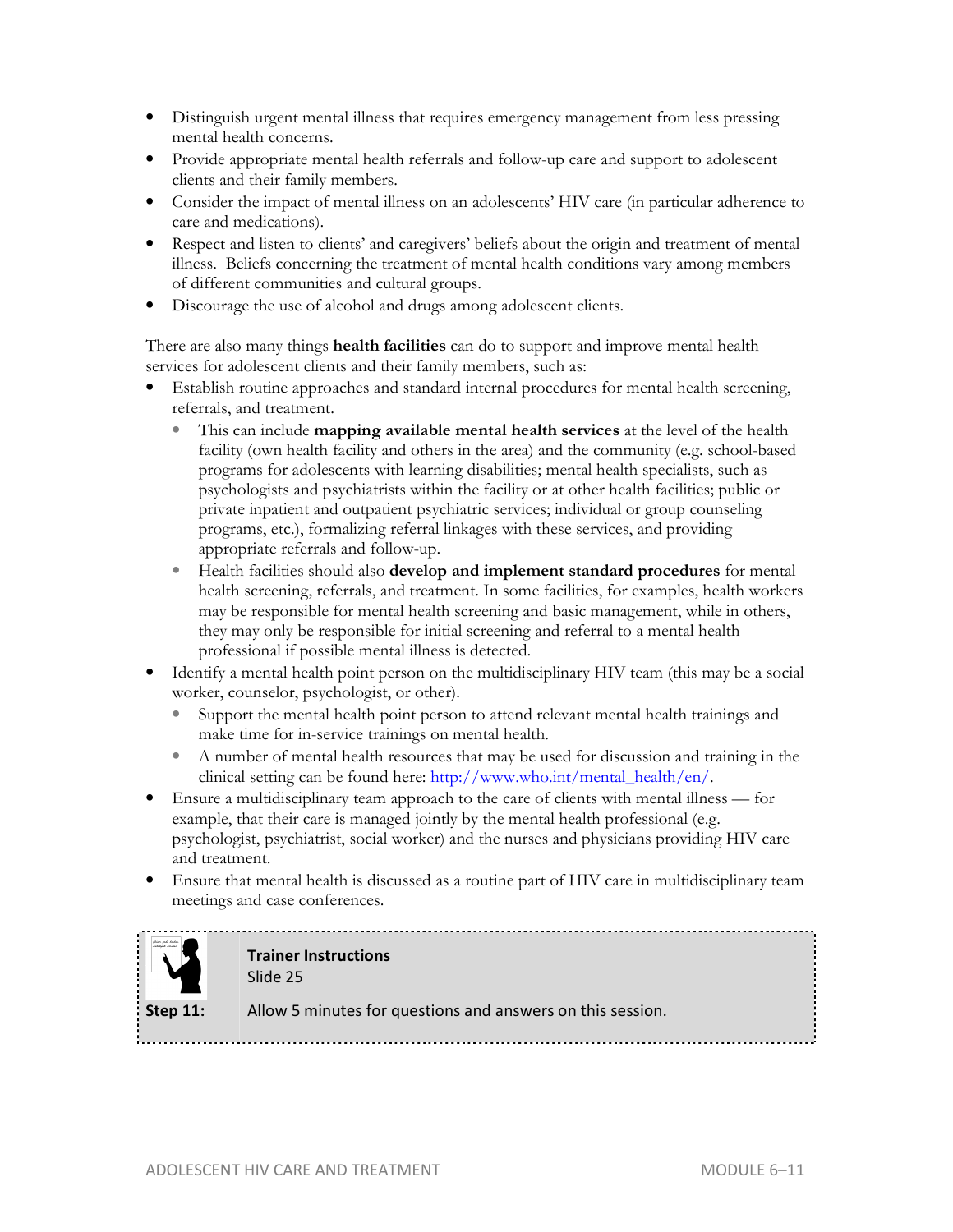- Distinguish urgent mental illness that requires emergency management from less pressing mental health concerns.
- Provide appropriate mental health referrals and follow-up care and support to adolescent clients and their family members.
- Consider the impact of mental illness on an adolescents' HIV care (in particular adherence to care and medications).
- Respect and listen to clients' and caregivers' beliefs about the origin and treatment of mental illness. Beliefs concerning the treatment of mental health conditions vary among members of different communities and cultural groups.
- Discourage the use of alcohol and drugs among adolescent clients.

There are also many things **health facilities** can do to support and improve mental health services for adolescent clients and their family members, such as:

- Establish routine approaches and standard internal procedures for mental health screening, referrals, and treatment.
  - This can include **mapping available mental health services** at the level of the health facility (own health facility and others in the area) and the community (e.g. school-based programs for adolescents with learning disabilities; mental health specialists, such as psychologists and psychiatrists within the facility or at other health facilities; public or private inpatient and outpatient psychiatric services; individual or group counseling programs, etc.), formalizing referral linkages with these services, and providing appropriate referrals and follow-up.
  - Health facilities should also **develop and implement standard procedures** for mental health screening, referrals, and treatment. In some facilities, for examples, health workers may be responsible for mental health screening and basic management, while in others, they may only be responsible for initial screening and referral to a mental health professional if possible mental illness is detected.
- Identify a mental health point person on the multidisciplinary HIV team (this may be a social worker, counselor, psychologist, or other).
  - Support the mental health point person to attend relevant mental health trainings and make time for in-service trainings on mental health.
  - A number of mental health resources that may be used for discussion and training in the clinical setting can be found here: [http://www.who.int/mental_health/en/](http://www.who.int/mental_health/en/).
- Ensure a multidisciplinary team approach to the care of clients with mental illness — for example, that their care is managed jointly by the mental health professional (e.g. psychologist, psychiatrist, social worker) and the nurses and physicians providing HIV care and treatment.
- Ensure that mental health is discussed as a routine part of HIV care in multidisciplinary team meetings and case conferences.

**Trainer Instructions**
Slide 25

**Step 11:** Allow 5 minutes for questions and answers on this session.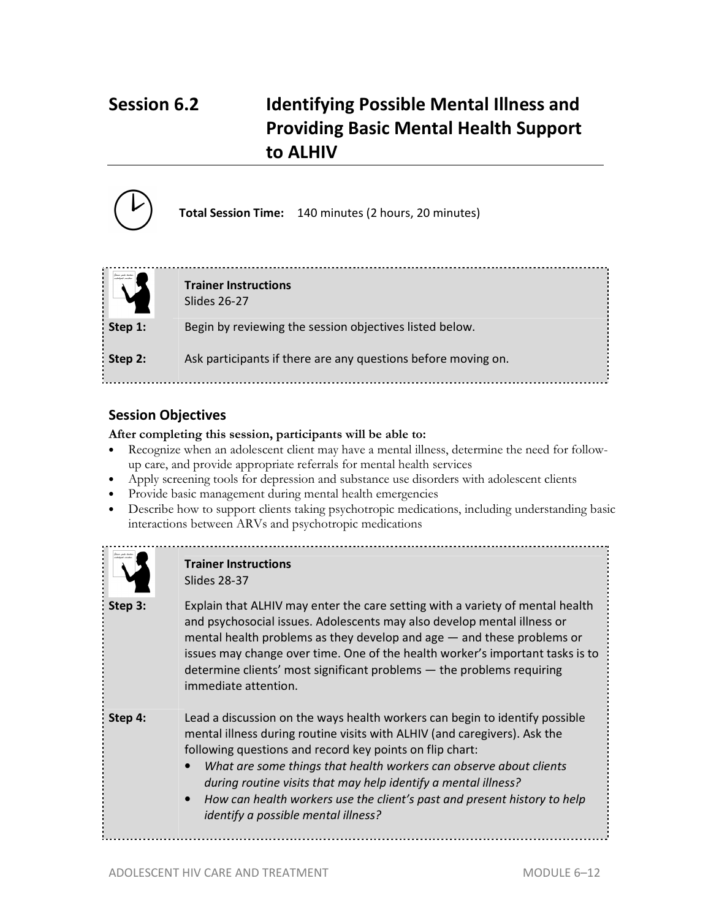# Session 6.2 Identifying Possible Mental Illness and Providing Basic Mental Health Support to ALHIV

**Total Session Time:** 140 minutes (2 hours, 20 minutes)

**Trainer Instructions**
Slides 26-27

**Step 1:** Begin by reviewing the session objectives listed below.

**Step 2:** Ask participants if there are any questions before moving on.

## Session Objectives

**After completing this session, participants will be able to:**

- Recognize when an adolescent client may have a mental illness, determine the need for follow-up care, and provide appropriate referrals for mental health services
- Apply screening tools for depression and substance use disorders with adolescent clients
- Provide basic management during mental health emergencies
- Describe how to support clients taking psychotropic medications, including understanding basic interactions between ARVs and psychotropic medications

**Trainer Instructions**
Slides 28-37

**Step 3:** Explain that ALHIV may enter the care setting with a variety of mental health and psychosocial issues. Adolescents may also develop mental illness or mental health problems as they develop and age — and these problems or issues may change over time. One of the health worker's important tasks is to determine clients' most significant problems — the problems requiring immediate attention.

**Step 4:** Lead a discussion on the ways health workers can begin to identify possible mental illness during routine visits with ALHIV (and caregivers). Ask the following questions and record key points on flip chart:

- *What are some things that health workers can observe about clients during routine visits that may help identify a mental illness?*
- *How can health workers use the client's past and present history to help identify a possible mental illness?*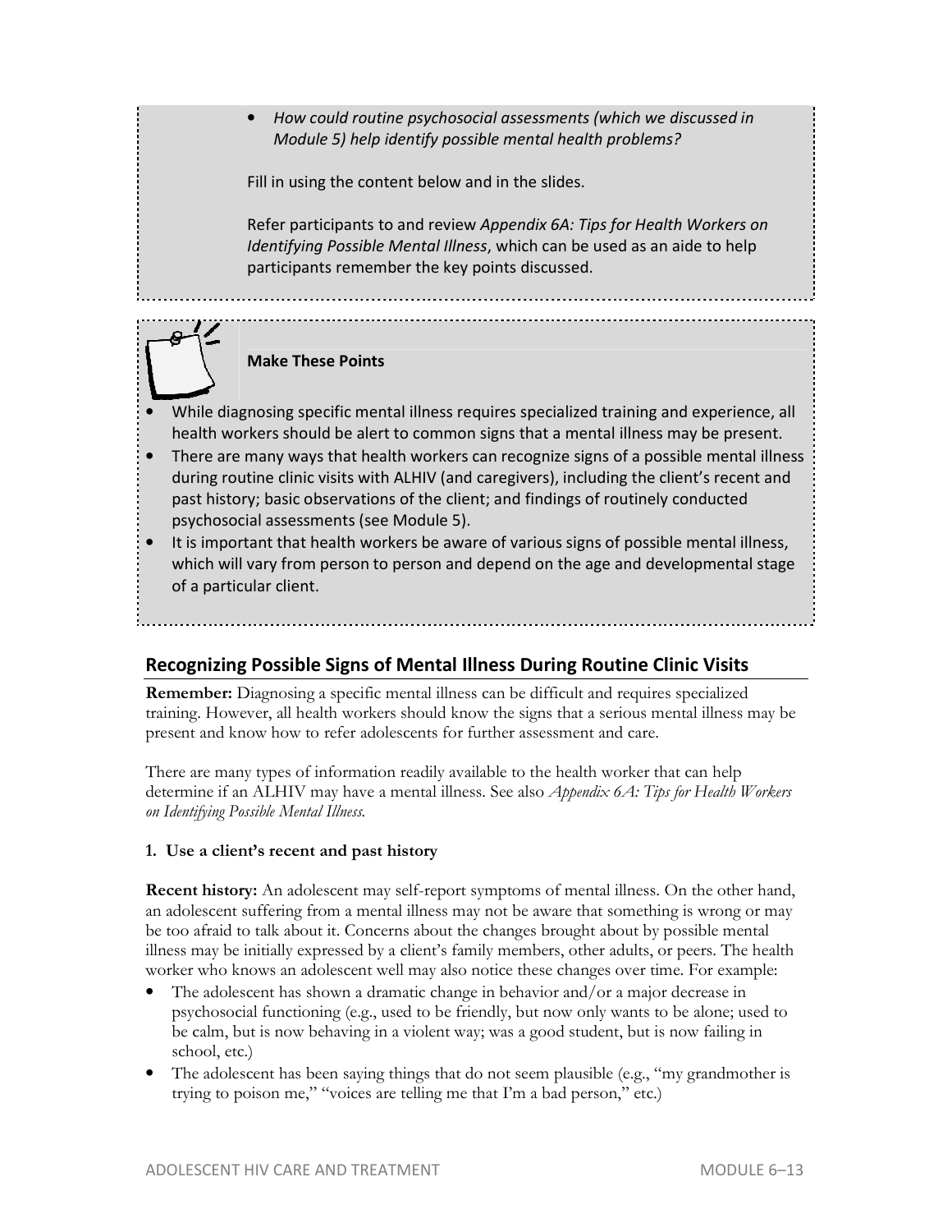- *How could routine psychosocial assessments (which we discussed in Module 5) help identify possible mental health problems?*

Fill in using the content below and in the slides.

Refer participants to and review *Appendix 6A: Tips for Health Workers on Identifying Possible Mental Illness*, which can be used as an aide to help participants remember the key points discussed.

**Make These Points**

- While diagnosing specific mental illness requires specialized training and experience, all health workers should be alert to common signs that a mental illness may be present.
- There are many ways that health workers can recognize signs of a possible mental illness during routine clinic visits with ALHIV (and caregivers), including the client's recent and past history; basic observations of the client; and findings of routinely conducted psychosocial assessments (see Module 5).
- It is important that health workers be aware of various signs of possible mental illness, which will vary from person to person and depend on the age and developmental stage of a particular client.

## Recognizing Possible Signs of Mental Illness During Routine Clinic Visits

**Remember:** Diagnosing a specific mental illness can be difficult and requires specialized training. However, all health workers should know the signs that a serious mental illness may be present and know how to refer adolescents for further assessment and care.

There are many types of information readily available to the health worker that can help determine if an ALHIV may have a mental illness. See also *Appendix 6A: Tips for Health Workers on Identifying Possible Mental Illness.*

**1. Use a client's recent and past history**

**Recent history:** An adolescent may self-report symptoms of mental illness. On the other hand, an adolescent suffering from a mental illness may not be aware that something is wrong or may be too afraid to talk about it. Concerns about the changes brought about by possible mental illness may be initially expressed by a client's family members, other adults, or peers. The health worker who knows an adolescent well may also notice these changes over time. For example:

- The adolescent has shown a dramatic change in behavior and/or a major decrease in psychosocial functioning (e.g., used to be friendly, but now only wants to be alone; used to be calm, but is now behaving in a violent way; was a good student, but is now failing in school, etc.)
- The adolescent has been saying things that do not seem plausible (e.g., "my grandmother is trying to poison me," "voices are telling me that I'm a bad person," etc.)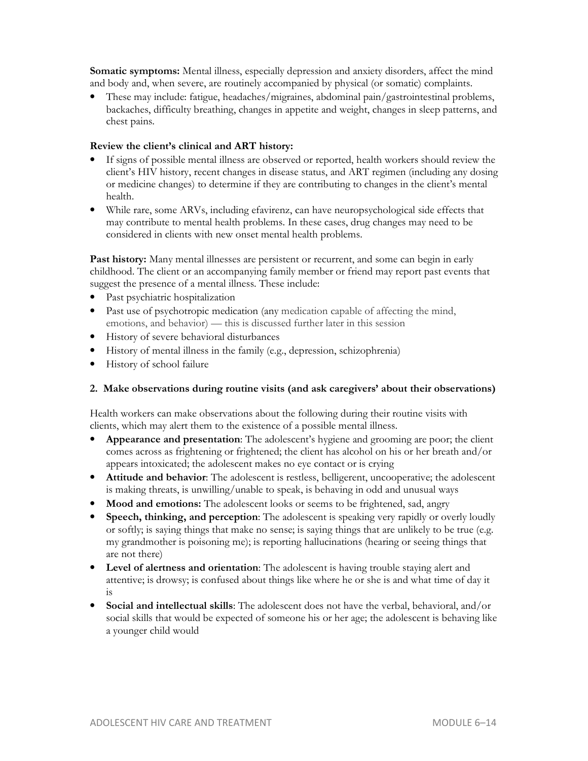**Somatic symptoms:** Mental illness, especially depression and anxiety disorders, affect the mind and body and, when severe, are routinely accompanied by physical (or somatic) complaints.

- These may include: fatigue, headaches/migraines, abdominal pain/gastrointestinal problems, backaches, difficulty breathing, changes in appetite and weight, changes in sleep patterns, and chest pains.

**Review the client's clinical and ART history:**

- If signs of possible mental illness are observed or reported, health workers should review the client's HIV history, recent changes in disease status, and ART regimen (including any dosing or medicine changes) to determine if they are contributing to changes in the client's mental health.
- While rare, some ARVs, including efavirenz, can have neuropsychological side effects that may contribute to mental health problems. In these cases, drug changes may need to be considered in clients with new onset mental health problems.

**Past history:** Many mental illnesses are persistent or recurrent, and some can begin in early childhood. The client or an accompanying family member or friend may report past events that suggest the presence of a mental illness. These include:

- Past psychiatric hospitalization
- Past use of psychotropic medication (any medication capable of affecting the mind, emotions, and behavior) — this is discussed further later in this session
- History of severe behavioral disturbances
- History of mental illness in the family (e.g., depression, schizophrenia)
- History of school failure

### 2. Make observations during routine visits (and ask caregivers' about their observations)

Health workers can make observations about the following during their routine visits with clients, which may alert them to the existence of a possible mental illness.

- **Appearance and presentation**: The adolescent's hygiene and grooming are poor; the client comes across as frightening or frightened; the client has alcohol on his or her breath and/or appears intoxicated; the adolescent makes no eye contact or is crying
- **Attitude and behavior**: The adolescent is restless, belligerent, uncooperative; the adolescent is making threats, is unwilling/unable to speak, is behaving in odd and unusual ways
- **Mood and emotions:** The adolescent looks or seems to be frightened, sad, angry
- **Speech, thinking, and perception**: The adolescent is speaking very rapidly or overly loudly or softly; is saying things that make no sense; is saying things that are unlikely to be true (e.g. my grandmother is poisoning me); is reporting hallucinations (hearing or seeing things that are not there)
- **Level of alertness and orientation**: The adolescent is having trouble staying alert and attentive; is drowsy; is confused about things like where he or she is and what time of day it is
- **Social and intellectual skills**: The adolescent does not have the verbal, behavioral, and/or social skills that would be expected of someone his or her age; the adolescent is behaving like a younger child would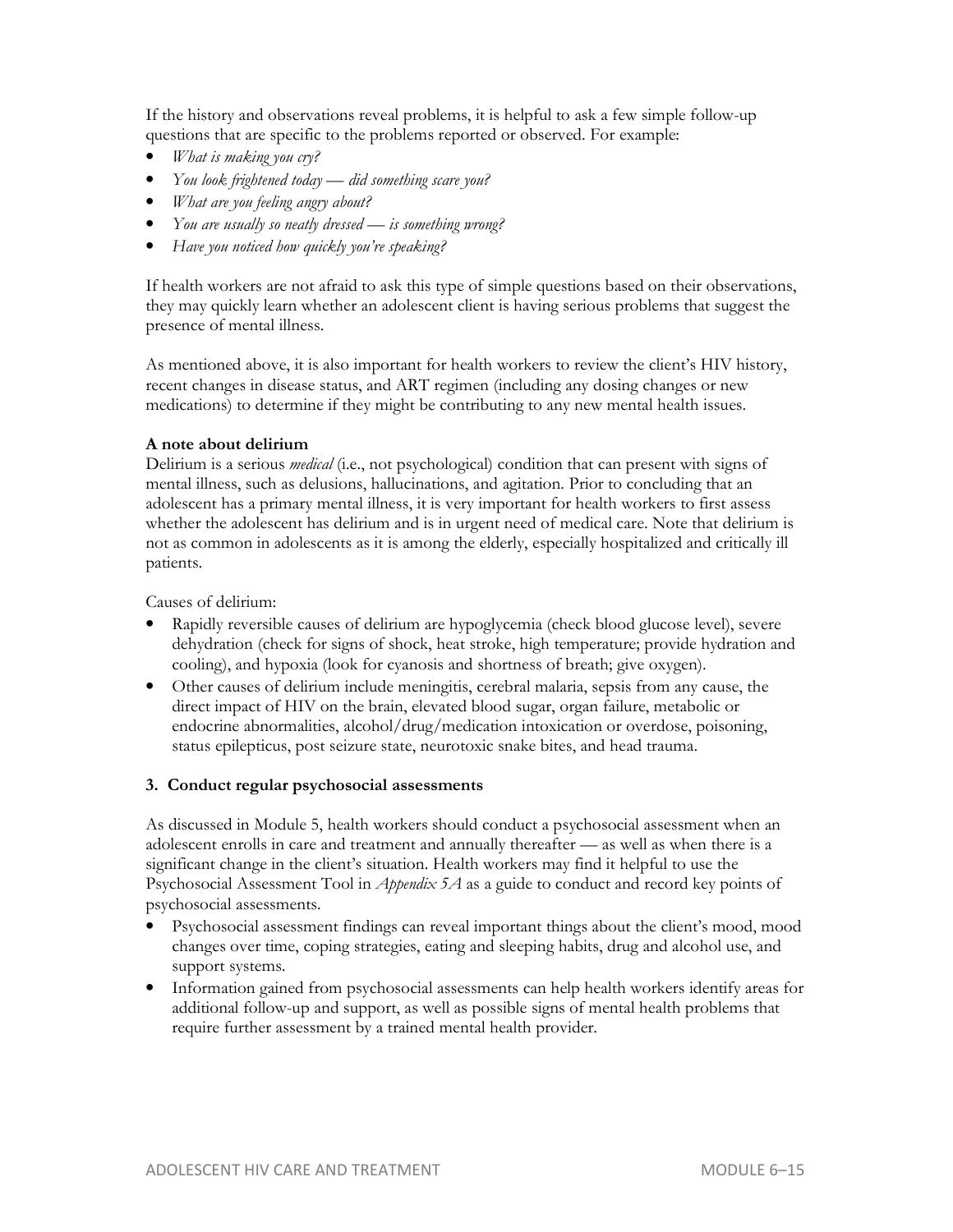If the history and observations reveal problems, it is helpful to ask a few simple follow-up questions that are specific to the problems reported or observed. For example:

- *What is making you cry?*
- *You look frightened today — did something scare you?*
- *What are you feeling angry about?*
- *You are usually so neatly dressed — is something wrong?*
- *Have you noticed how quickly you're speaking?*

If health workers are not afraid to ask this type of simple questions based on their observations, they may quickly learn whether an adolescent client is having serious problems that suggest the presence of mental illness.

As mentioned above, it is also important for health workers to review the client's HIV history, recent changes in disease status, and ART regimen (including any dosing changes or new medications) to determine if they might be contributing to any new mental health issues.

**A note about delirium**

Delirium is a serious *medical* (i.e., not psychological) condition that can present with signs of mental illness, such as delusions, hallucinations, and agitation. Prior to concluding that an adolescent has a primary mental illness, it is very important for health workers to first assess whether the adolescent has delirium and is in urgent need of medical care. Note that delirium is not as common in adolescents as it is among the elderly, especially hospitalized and critically ill patients.

Causes of delirium:

- Rapidly reversible causes of delirium are hypoglycemia (check blood glucose level), severe dehydration (check for signs of shock, heat stroke, high temperature; provide hydration and cooling), and hypoxia (look for cyanosis and shortness of breath; give oxygen).
- Other causes of delirium include meningitis, cerebral malaria, sepsis from any cause, the direct impact of HIV on the brain, elevated blood sugar, organ failure, metabolic or endocrine abnormalities, alcohol/drug/medication intoxication or overdose, poisoning, status epilepticus, post seizure state, neurotoxic snake bites, and head trauma.

### 3. Conduct regular psychosocial assessments

As discussed in Module 5, health workers should conduct a psychosocial assessment when an adolescent enrolls in care and treatment and annually thereafter — as well as when there is a significant change in the client's situation. Health workers may find it helpful to use the Psychosocial Assessment Tool in *Appendix 5A* as a guide to conduct and record key points of psychosocial assessments.

- Psychosocial assessment findings can reveal important things about the client's mood, mood changes over time, coping strategies, eating and sleeping habits, drug and alcohol use, and support systems.
- Information gained from psychosocial assessments can help health workers identify areas for additional follow-up and support, as well as possible signs of mental health problems that require further assessment by a trained mental health provider.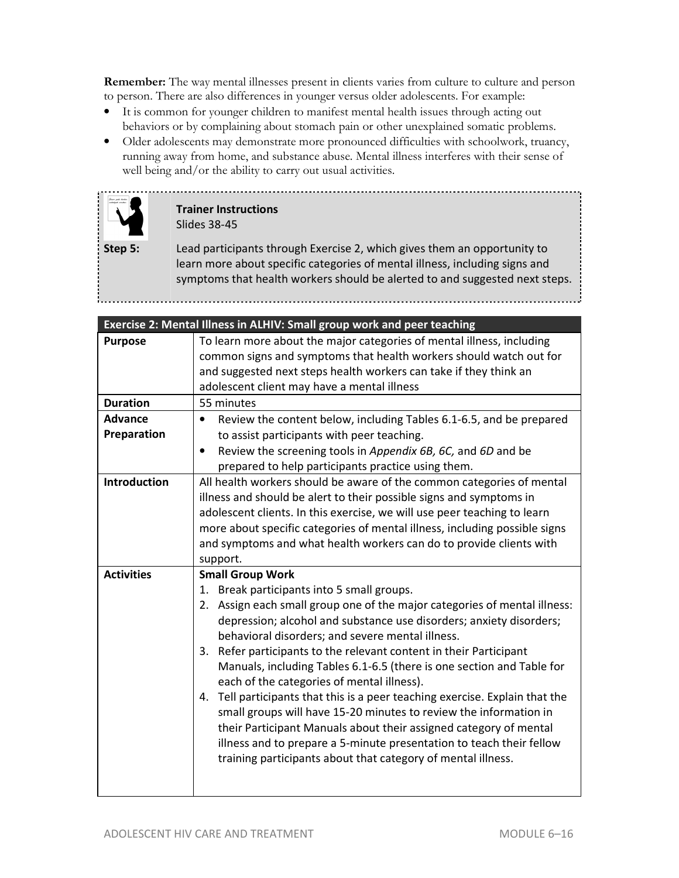**Remember:** The way mental illnesses present in clients varies from culture to culture and person to person. There are also differences in younger versus older adolescents. For example:

- It is common for younger children to manifest mental health issues through acting out behaviors or by complaining about stomach pain or other unexplained somatic problems.
- Older adolescents may demonstrate more pronounced difficulties with schoolwork, truancy, running away from home, and substance abuse. Mental illness interferes with their sense of well being and/or the ability to carry out usual activities.

**Trainer Instructions**
Slides 38-45

**Step 5:** Lead participants through Exercise 2, which gives them an opportunity to learn more about specific categories of mental illness, including signs and symptoms that health workers should be alerted to and suggested next steps.

| **Exercise 2: Mental Illness in ALHIV: Small group work and peer teaching** | |
|---|---|
| **Purpose** | To learn more about the major categories of mental illness, including common signs and symptoms that health workers should watch out for and suggested next steps health workers can take if they think an adolescent client may have a mental illness |
| **Duration** | 55 minutes |
| **Advance Preparation** | • Review the content below, including Tables 6.1-6.5, and be prepared to assist participants with peer teaching.<br>• Review the screening tools in *Appendix 6B, 6C,* and *6D* and be prepared to help participants practice using them. |
| **Introduction** | All health workers should be aware of the common categories of mental illness and should be alert to their possible signs and symptoms in adolescent clients. In this exercise, we will use peer teaching to learn more about specific categories of mental illness, including possible signs and symptoms and what health workers can do to provide clients with support. |
| **Activities** | **Small Group Work**<br>1. Break participants into 5 small groups.<br>2. Assign each small group one of the major categories of mental illness: depression; alcohol and substance use disorders; anxiety disorders; behavioral disorders; and severe mental illness.<br>3. Refer participants to the relevant content in their Participant Manuals, including Tables 6.1-6.5 (there is one section and Table for each of the categories of mental illness).<br>4. Tell participants that this is a peer teaching exercise. Explain that the small groups will have 15-20 minutes to review the information in their Participant Manuals about their assigned category of mental illness and to prepare a 5-minute presentation to teach their fellow training participants about that category of mental illness. |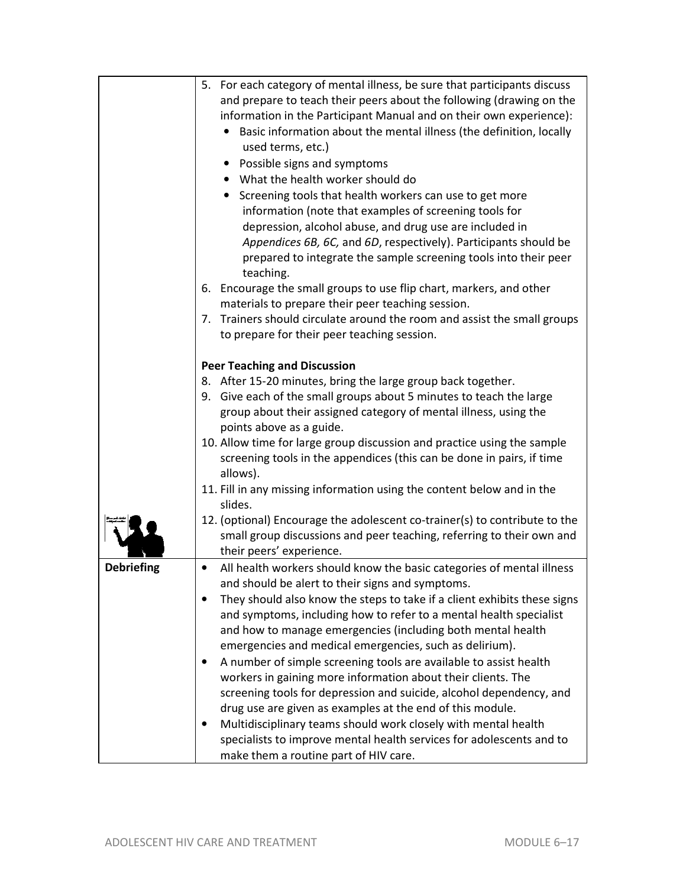| | |
|---|---|
| | 5. For each category of mental illness, be sure that participants discuss and prepare to teach their peers about the following (drawing on the information in the Participant Manual and on their own experience): <br>• Basic information about the mental illness (the definition, locally used terms, etc.) <br>• Possible signs and symptoms <br>• What the health worker should do <br>• Screening tools that health workers can use to get more information (note that examples of screening tools for depression, alcohol abuse, and drug use are included in *Appendices 6B, 6C,* and *6D*, respectively). Participants should be prepared to integrate the sample screening tools into their peer teaching. <br>6. Encourage the small groups to use flip chart, markers, and other materials to prepare their peer teaching session. <br>7. Trainers should circulate around the room and assist the small groups to prepare for their peer teaching session. <br><br>**Peer Teaching and Discussion** <br>8. After 15-20 minutes, bring the large group back together. <br>9. Give each of the small groups about 5 minutes to teach the large group about their assigned category of mental illness, using the points above as a guide. <br>10. Allow time for large group discussion and practice using the sample screening tools in the appendices (this can be done in pairs, if time allows). <br>11. Fill in any missing information using the content below and in the slides. <br>12. (optional) Encourage the adolescent co-trainer(s) to contribute to the small group discussions and peer teaching, referring to their own and their peers' experience. |
| **Debriefing** | • All health workers should know the basic categories of mental illness and should be alert to their signs and symptoms. <br>• They should also know the steps to take if a client exhibits these signs and symptoms, including how to refer to a mental health specialist and how to manage emergencies (including both mental health emergencies and medical emergencies, such as delirium). <br>• A number of simple screening tools are available to assist health workers in gaining more information about their clients. The screening tools for depression and suicide, alcohol dependency, and drug use are given as examples at the end of this module. <br>• Multidisciplinary teams should work closely with mental health specialists to improve mental health services for adolescents and to make them a routine part of HIV care. |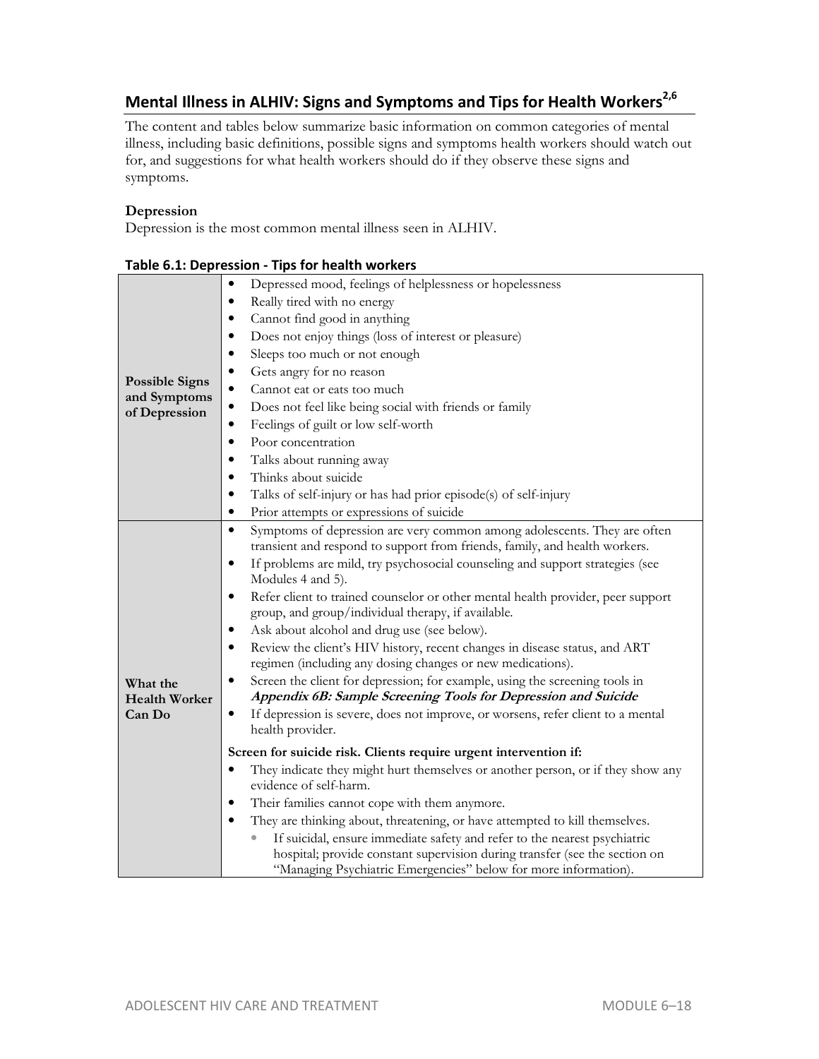## Mental Illness in ALHIV: Signs and Symptoms and Tips for Health Workers[2,6]

The content and tables below summarize basic information on common categories of mental illness, including basic definitions, possible signs and symptoms health workers should watch out for, and suggestions for what health workers should do if they observe these signs and symptoms.

**Depression**

Depression is the most common mental illness seen in ALHIV.

**Table 6.1: Depression - Tips for health workers**

| | |
|---|---|
| **Possible Signs and Symptoms of Depression** | • Depressed mood, feelings of helplessness or hopelessness<br>• Really tired with no energy<br>• Cannot find good in anything<br>• Does not enjoy things (loss of interest or pleasure)<br>• Sleeps too much or not enough<br>• Gets angry for no reason<br>• Cannot eat or eats too much<br>• Does not feel like being social with friends or family<br>• Feelings of guilt or low self-worth<br>• Poor concentration<br>• Talks about running away<br>• Thinks about suicide<br>• Talks of self-injury or has had prior episode(s) of self-injury<br>• Prior attempts or expressions of suicide |
| **What the Health Worker Can Do** | • Symptoms of depression are very common among adolescents. They are often transient and respond to support from friends, family, and health workers.<br>• If problems are mild, try psychosocial counseling and support strategies (see Modules 4 and 5).<br>• Refer client to trained counselor or other mental health provider, peer support group, and group/individual therapy, if available.<br>• Ask about alcohol and drug use (see below).<br>• Review the client's HIV history, recent changes in disease status, and ART regimen (including any dosing changes or new medications).<br>• Screen the client for depression; for example, using the screening tools in ***Appendix 6B: Sample Screening Tools for Depression and Suicide***<br>• If depression is severe, does not improve, or worsens, refer client to a mental health provider.<br><br>**Screen for suicide risk. Clients require urgent intervention if:**<br>• They indicate they might hurt themselves or another person, or if they show any evidence of self-harm.<br>• Their families cannot cope with them anymore.<br>• They are thinking about, threatening, or have attempted to kill themselves.<br>&nbsp;&nbsp;&nbsp;&nbsp;◦ If suicidal, ensure immediate safety and refer to the nearest psychiatric hospital; provide constant supervision during transfer (see the section on "Managing Psychiatric Emergencies" below for more information). |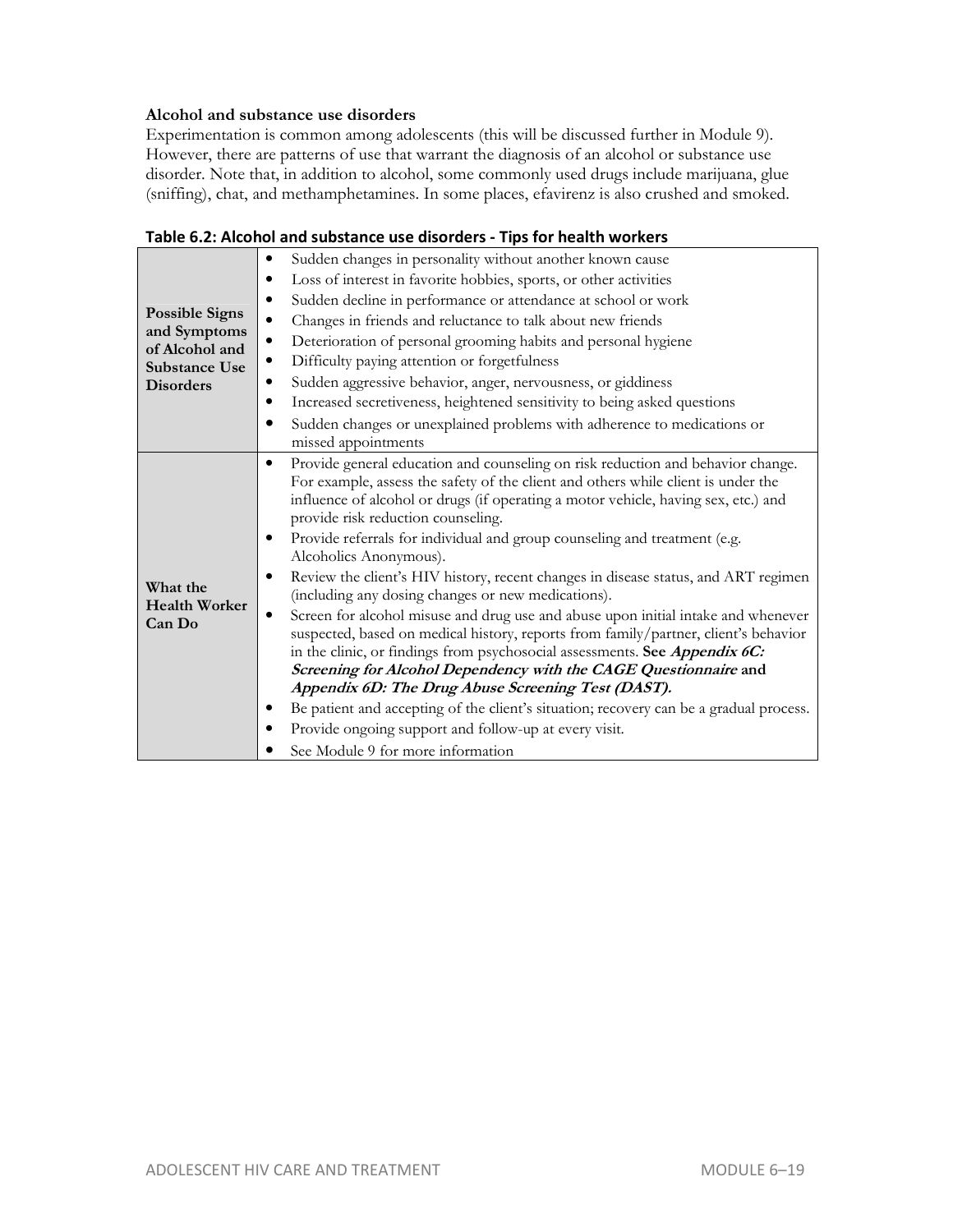**Alcohol and substance use disorders**

Experimentation is common among adolescents (this will be discussed further in Module 9). However, there are patterns of use that warrant the diagnosis of an alcohol or substance use disorder. Note that, in addition to alcohol, some commonly used drugs include marijuana, glue (sniffing), chat, and methamphetamines. In some places, efavirenz is also crushed and smoked.

**Table 6.2: Alcohol and substance use disorders - Tips for health workers**

| | |
|---|---|
| **Possible Signs and Symptoms of Alcohol and Substance Use Disorders** | • Sudden changes in personality without another known cause<br>• Loss of interest in favorite hobbies, sports, or other activities<br>• Sudden decline in performance or attendance at school or work<br>• Changes in friends and reluctance to talk about new friends<br>• Deterioration of personal grooming habits and personal hygiene<br>• Difficulty paying attention or forgetfulness<br>• Sudden aggressive behavior, anger, nervousness, or giddiness<br>• Increased secretiveness, heightened sensitivity to being asked questions<br>• Sudden changes or unexplained problems with adherence to medications or missed appointments |
| **What the Health Worker Can Do** | • Provide general education and counseling on risk reduction and behavior change. For example, assess the safety of the client and others while client is under the influence of alcohol or drugs (if operating a motor vehicle, having sex, etc.) and provide risk reduction counseling.<br>• Provide referrals for individual and group counseling and treatment (e.g. Alcoholics Anonymous).<br>• Review the client's HIV history, recent changes in disease status, and ART regimen (including any dosing changes or new medications).<br>• Screen for alcohol misuse and drug use and abuse upon initial intake and whenever suspected, based on medical history, reports from family/partner, client's behavior in the clinic, or findings from psychosocial assessments. **See *Appendix 6C: Screening for Alcohol Dependency with the CAGE Questionnaire* and *Appendix 6D: The Drug Abuse Screening Test (DAST).***<br>• Be patient and accepting of the client's situation; recovery can be a gradual process.<br>• Provide ongoing support and follow-up at every visit.<br>• See Module 9 for more information |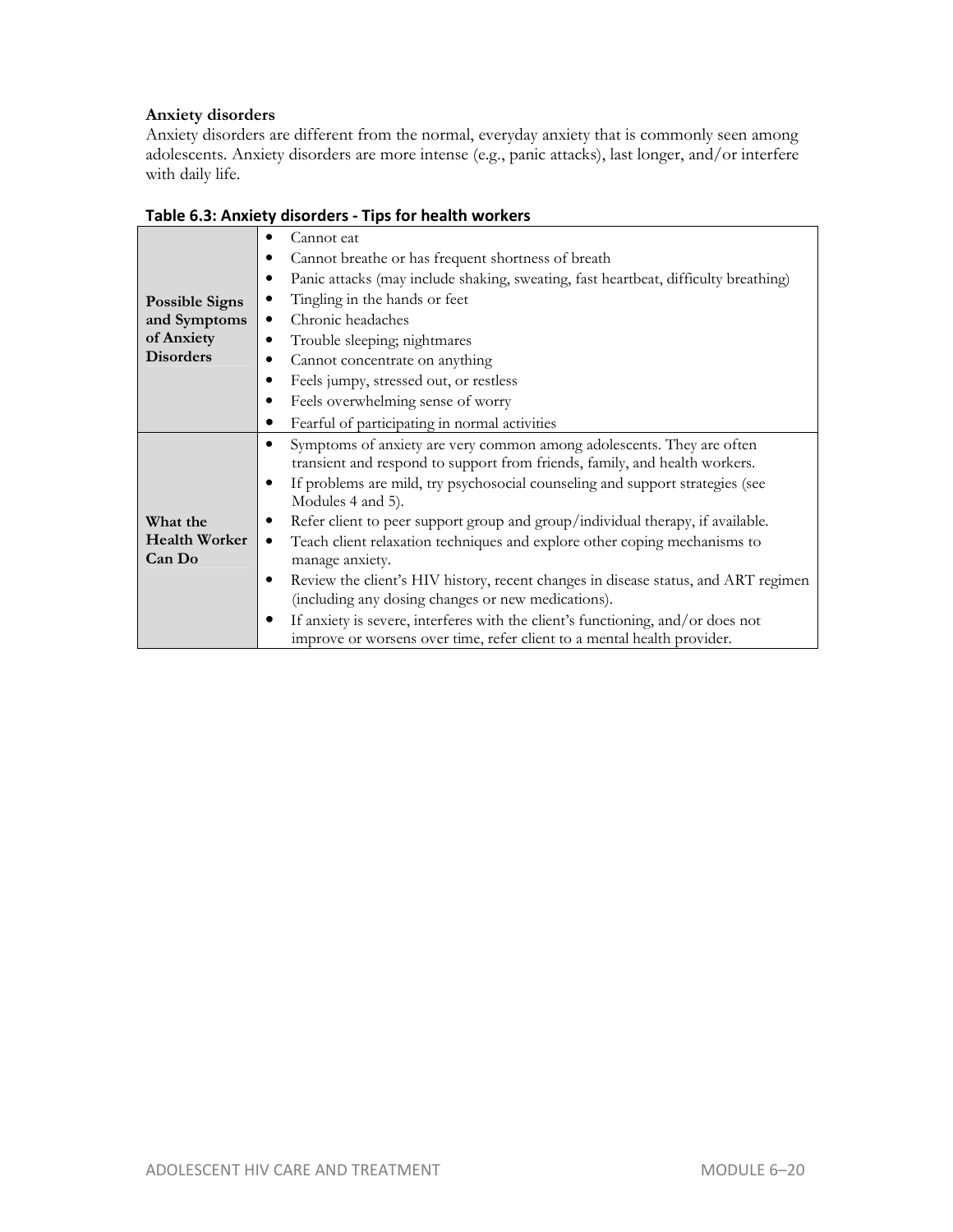### Anxiety disorders

Anxiety disorders are different from the normal, everyday anxiety that is commonly seen among adolescents. Anxiety disorders are more intense (e.g., panic attacks), last longer, and/or interfere with daily life.

**Table 6.3: Anxiety disorders - Tips for health workers**

| | |
|---|---|
| **Possible Signs and Symptoms of Anxiety Disorders** | • Cannot eat<br>• Cannot breathe or has frequent shortness of breath<br>• Panic attacks (may include shaking, sweating, fast heartbeat, difficulty breathing)<br>• Tingling in the hands or feet<br>• Chronic headaches<br>• Trouble sleeping; nightmares<br>• Cannot concentrate on anything<br>• Feels jumpy, stressed out, or restless<br>• Feels overwhelming sense of worry<br>• Fearful of participating in normal activities |
| **What the Health Worker Can Do** | • Symptoms of anxiety are very common among adolescents. They are often transient and respond to support from friends, family, and health workers.<br>• If problems are mild, try psychosocial counseling and support strategies (see Modules 4 and 5).<br>• Refer client to peer support group and group/individual therapy, if available.<br>• Teach client relaxation techniques and explore other coping mechanisms to manage anxiety.<br>• Review the client's HIV history, recent changes in disease status, and ART regimen (including any dosing changes or new medications).<br>• If anxiety is severe, interferes with the client's functioning, and/or does not improve or worsens over time, refer client to a mental health provider. |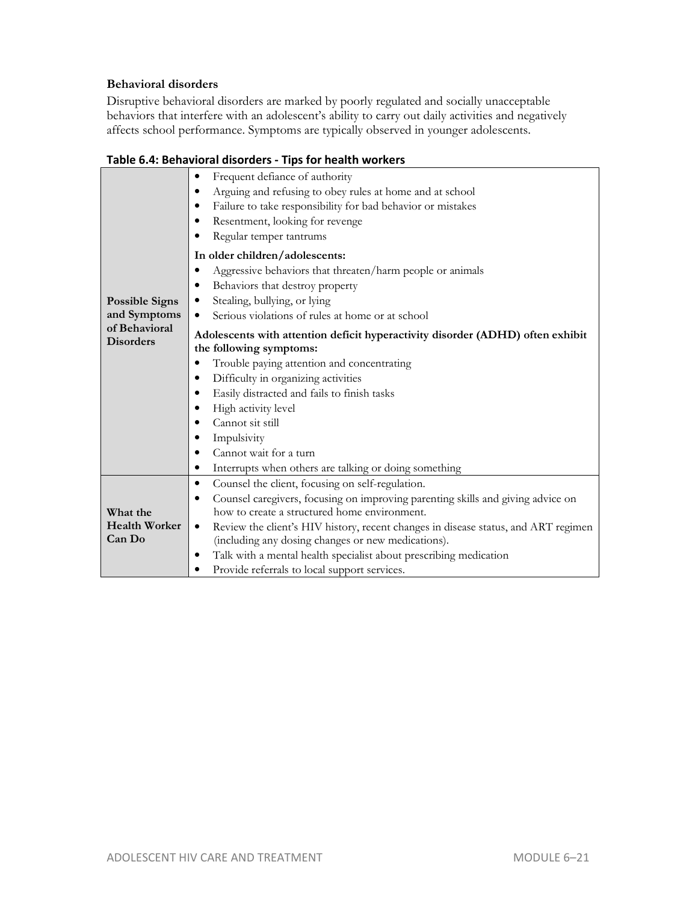**Behavioral disorders**

Disruptive behavioral disorders are marked by poorly regulated and socially unacceptable behaviors that interfere with an adolescent's ability to carry out daily activities and negatively affects school performance. Symptoms are typically observed in younger adolescents.

**Table 6.4: Behavioral disorders - Tips for health workers**

| | |
|---|---|
| **Possible Signs and Symptoms of Behavioral Disorders** | • Frequent defiance of authority<br>• Arguing and refusing to obey rules at home and at school<br>• Failure to take responsibility for bad behavior or mistakes<br>• Resentment, looking for revenge<br>• Regular temper tantrums<br>**In older children/adolescents:**<br>• Aggressive behaviors that threaten/harm people or animals<br>• Behaviors that destroy property<br>• Stealing, bullying, or lying<br>• Serious violations of rules at home or at school<br>**Adolescents with attention deficit hyperactivity disorder (ADHD) often exhibit the following symptoms:**<br>• Trouble paying attention and concentrating<br>• Difficulty in organizing activities<br>• Easily distracted and fails to finish tasks<br>• High activity level<br>• Cannot sit still<br>• Impulsivity<br>• Cannot wait for a turn<br>• Interrupts when others are talking or doing something |
| **What the Health Worker Can Do** | • Counsel the client, focusing on self-regulation.<br>• Counsel caregivers, focusing on improving parenting skills and giving advice on how to create a structured home environment.<br>• Review the client's HIV history, recent changes in disease status, and ART regimen (including any dosing changes or new medications).<br>• Talk with a mental health specialist about prescribing medication<br>• Provide referrals to local support services. |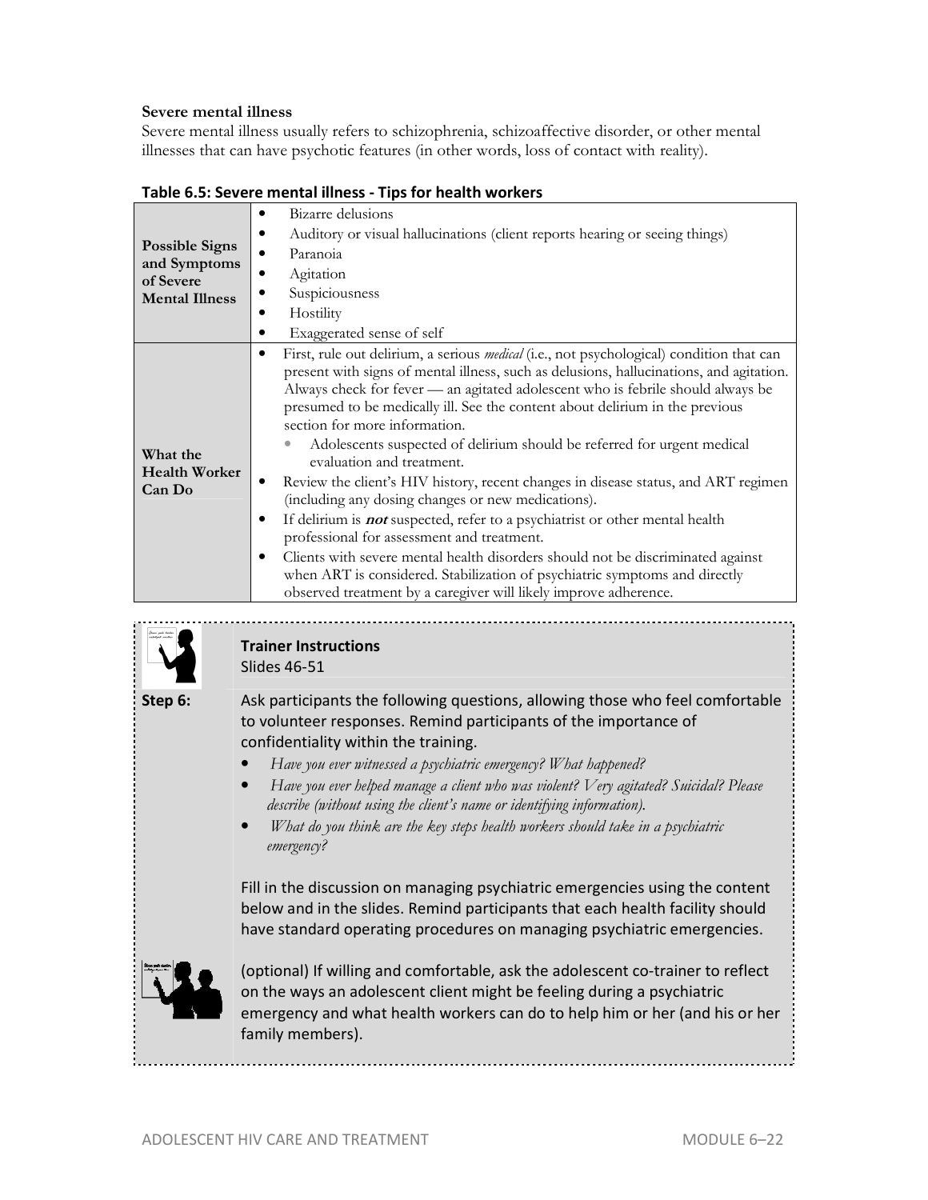**Severe mental illness**

Severe mental illness usually refers to schizophrenia, schizoaffective disorder, or other mental illnesses that can have psychotic features (in other words, loss of contact with reality).

**Table 6.5: Severe mental illness - Tips for health workers**

| | |
|---|---|
| **Possible Signs and Symptoms of Severe Mental Illness** | • Bizarre delusions<br>• Auditory or visual hallucinations (client reports hearing or seeing things)<br>• Paranoia<br>• Agitation<br>• Suspiciousness<br>• Hostility<br>• Exaggerated sense of self |
| **What the Health Worker Can Do** | • First, rule out delirium, a serious *medical* (i.e., not psychological) condition that can present with signs of mental illness, such as delusions, hallucinations, and agitation. Always check for fever — an agitated adolescent who is febrile should always be presumed to be medically ill. See the content about delirium in the previous section for more information.<br>&nbsp;&nbsp;&nbsp;◦ Adolescents suspected of delirium should be referred for urgent medical evaluation and treatment.<br>• Review the client's HIV history, recent changes in disease status, and ART regimen (including any dosing changes or new medications).<br>• If delirium is ***not*** suspected, refer to a psychiatrist or other mental health professional for assessment and treatment.<br>• Clients with severe mental health disorders should not be discriminated against when ART is considered. Stabilization of psychiatric symptoms and directly observed treatment by a caregiver will likely improve adherence. |

**Trainer Instructions**
Slides 46-51

**Step 6:** Ask participants the following questions, allowing those who feel comfortable to volunteer responses. Remind participants of the importance of confidentiality within the training.

- *Have you ever witnessed a psychiatric emergency? What happened?*
- *Have you ever helped manage a client who was violent? Very agitated? Suicidal? Please describe (without using the client's name or identifying information).*
- *What do you think are the key steps health workers should take in a psychiatric emergency?*

Fill in the discussion on managing psychiatric emergencies using the content below and in the slides. Remind participants that each health facility should have standard operating procedures on managing psychiatric emergencies.

(optional) If willing and comfortable, ask the adolescent co-trainer to reflect on the ways an adolescent client might be feeling during a psychiatric emergency and what health workers can do to help him or her (and his or her family members).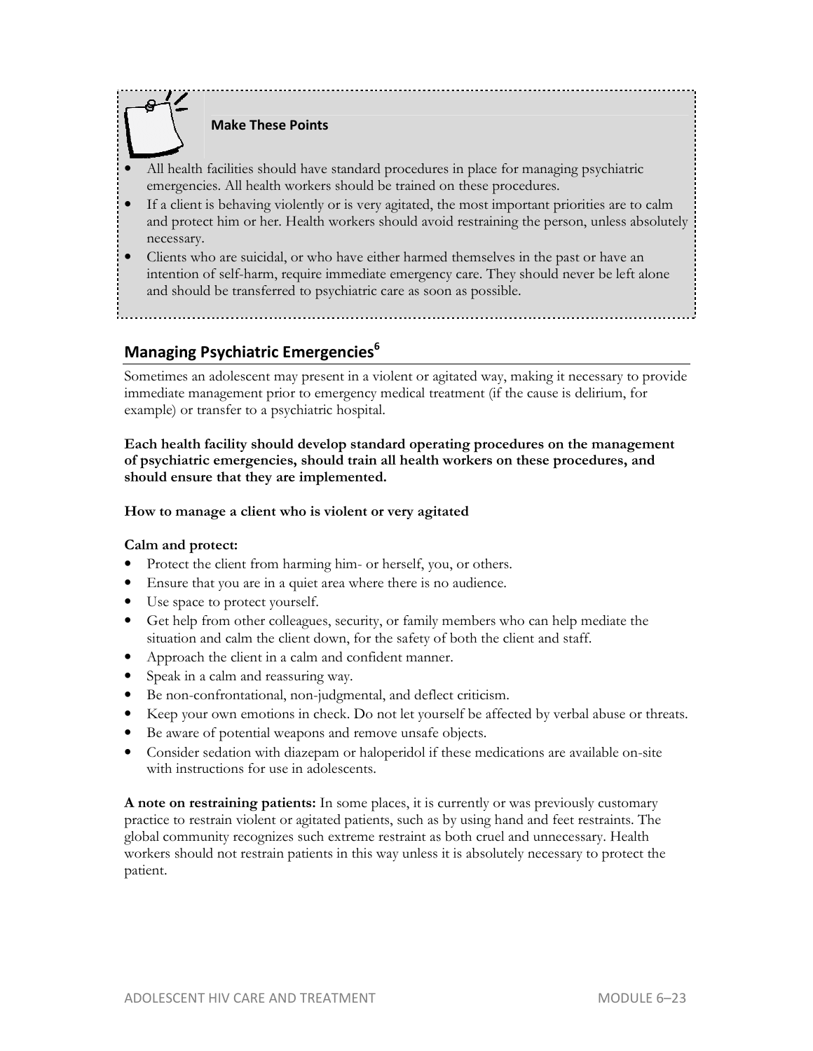**Make These Points**

- All health facilities should have standard procedures in place for managing psychiatric emergencies. All health workers should be trained on these procedures.
- If a client is behaving violently or is very agitated, the most important priorities are to calm and protect him or her. Health workers should avoid restraining the person, unless absolutely necessary.
- Clients who are suicidal, or who have either harmed themselves in the past or have an intention of self-harm, require immediate emergency care. They should never be left alone and should be transferred to psychiatric care as soon as possible.

## Managing Psychiatric Emergencies[6]

Sometimes an adolescent may present in a violent or agitated way, making it necessary to provide immediate management prior to emergency medical treatment (if the cause is delirium, for example) or transfer to a psychiatric hospital.

**Each health facility should develop standard operating procedures on the management of psychiatric emergencies, should train all health workers on these procedures, and should ensure that they are implemented.**

**How to manage a client who is violent or very agitated**

**Calm and protect:**

- Protect the client from harming him- or herself, you, or others.
- Ensure that you are in a quiet area where there is no audience.
- Use space to protect yourself.
- Get help from other colleagues, security, or family members who can help mediate the situation and calm the client down, for the safety of both the client and staff.
- Approach the client in a calm and confident manner.
- Speak in a calm and reassuring way.
- Be non-confrontational, non-judgmental, and deflect criticism.
- Keep your own emotions in check. Do not let yourself be affected by verbal abuse or threats.
- Be aware of potential weapons and remove unsafe objects.
- Consider sedation with diazepam or haloperidol if these medications are available on-site with instructions for use in adolescents.

**A note on restraining patients:** In some places, it is currently or was previously customary practice to restrain violent or agitated patients, such as by using hand and feet restraints. The global community recognizes such extreme restraint as both cruel and unnecessary. Health workers should not restrain patients in this way unless it is absolutely necessary to protect the patient.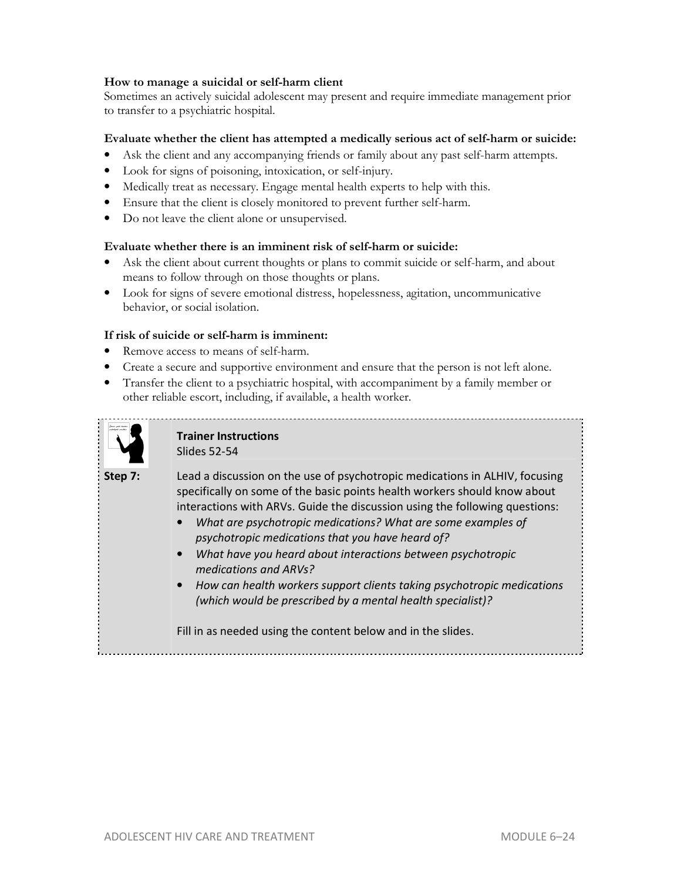**How to manage a suicidal or self-harm client**

Sometimes an actively suicidal adolescent may present and require immediate management prior to transfer to a psychiatric hospital.

**Evaluate whether the client has attempted a medically serious act of self-harm or suicide:**

- Ask the client and any accompanying friends or family about any past self-harm attempts.
- Look for signs of poisoning, intoxication, or self-injury.
- Medically treat as necessary. Engage mental health experts to help with this.
- Ensure that the client is closely monitored to prevent further self-harm.
- Do not leave the client alone or unsupervised.

**Evaluate whether there is an imminent risk of self-harm or suicide:**

- Ask the client about current thoughts or plans to commit suicide or self-harm, and about means to follow through on those thoughts or plans.
- Look for signs of severe emotional distress, hopelessness, agitation, uncommunicative behavior, or social isolation.

**If risk of suicide or self-harm is imminent:**

- Remove access to means of self-harm.
- Create a secure and supportive environment and ensure that the person is not left alone.
- Transfer the client to a psychiatric hospital, with accompaniment by a family member or other reliable escort, including, if available, a health worker.

**Trainer Instructions**
Slides 52-54

**Step 7:** Lead a discussion on the use of psychotropic medications in ALHIV, focusing specifically on some of the basic points health workers should know about interactions with ARVs. Guide the discussion using the following questions:

- *What are psychotropic medications? What are some examples of psychotropic medications that you have heard of?*
- *What have you heard about interactions between psychotropic medications and ARVs?*
- *How can health workers support clients taking psychotropic medications (which would be prescribed by a mental health specialist)?*

Fill in as needed using the content below and in the slides.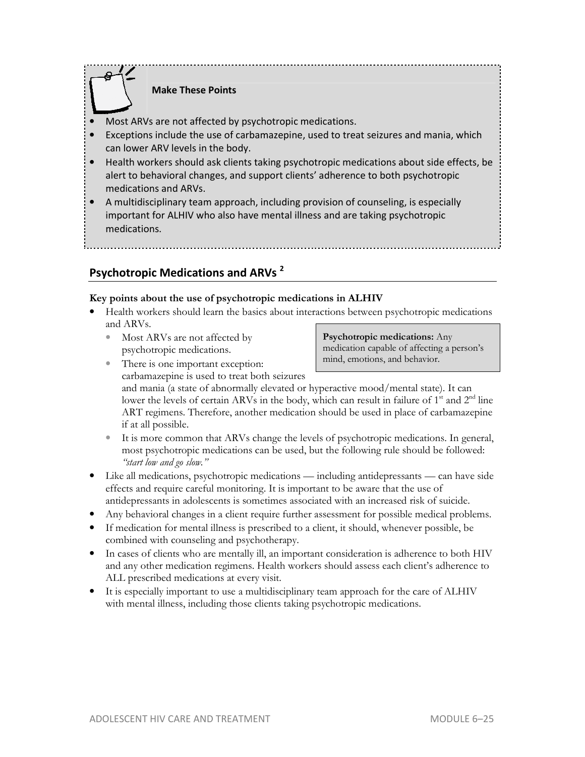**Make These Points**

- Most ARVs are not affected by psychotropic medications.
- Exceptions include the use of carbamazepine, used to treat seizures and mania, which can lower ARV levels in the body.
- Health workers should ask clients taking psychotropic medications about side effects, be alert to behavioral changes, and support clients' adherence to both psychotropic medications and ARVs.
- A multidisciplinary team approach, including provision of counseling, is especially important for ALHIV who also have mental illness and are taking psychotropic medications.

## Psychotropic Medications and ARVs [2]

**Key points about the use of psychotropic medications in ALHIV**

> **Psychotropic medications:** Any medication capable of affecting a person's mind, emotions, and behavior.

- Health workers should learn the basics about interactions between psychotropic medications and ARVs.
  - Most ARVs are not affected by psychotropic medications.
  - There is one important exception: carbamazepine is used to treat both seizures and mania (a state of abnormally elevated or hyperactive mood/mental state). It can lower the levels of certain ARVs in the body, which can result in failure of 1st and 2nd line ART regimens. Therefore, another medication should be used in place of carbamazepine if at all possible.
  - It is more common that ARVs change the levels of psychotropic medications. In general, most psychotropic medications can be used, but the following rule should be followed: *"start low and go slow."*
- Like all medications, psychotropic medications — including antidepressants — can have side effects and require careful monitoring. It is important to be aware that the use of antidepressants in adolescents is sometimes associated with an increased risk of suicide.
- Any behavioral changes in a client require further assessment for possible medical problems.
- If medication for mental illness is prescribed to a client, it should, whenever possible, be combined with counseling and psychotherapy.
- In cases of clients who are mentally ill, an important consideration is adherence to both HIV and any other medication regimens. Health workers should assess each client's adherence to ALL prescribed medications at every visit.
- It is especially important to use a multidisciplinary team approach for the care of ALHIV with mental illness, including those clients taking psychotropic medications.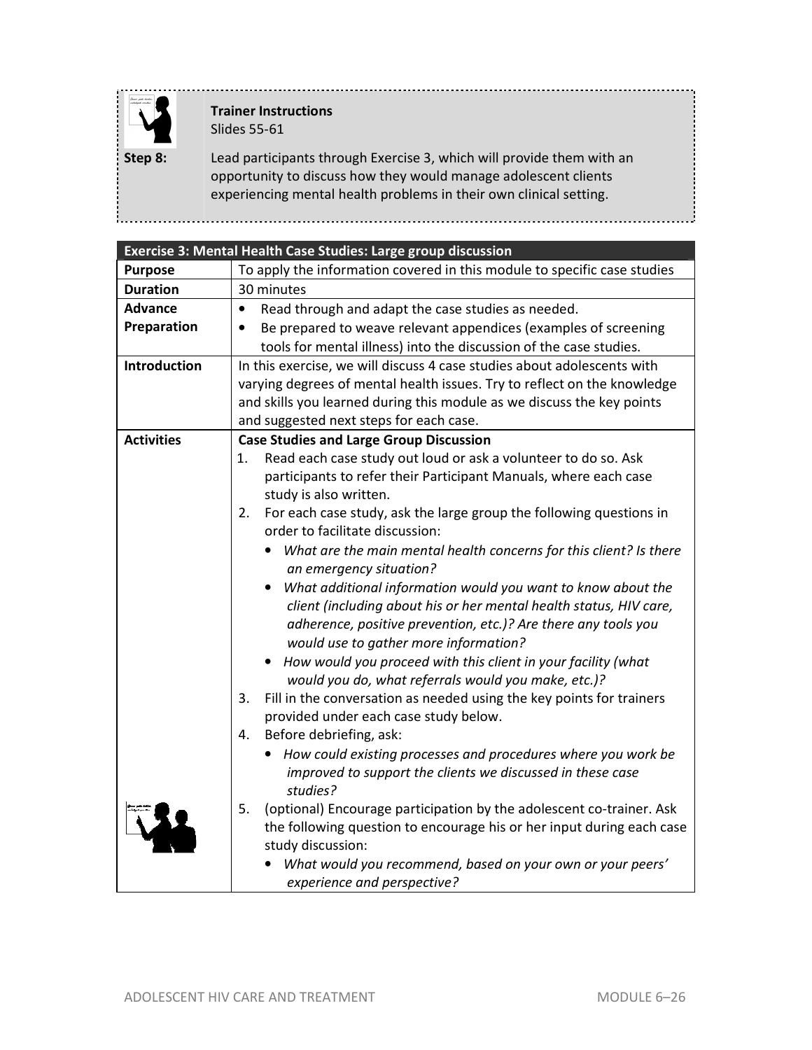**Trainer Instructions**
Slides 55-61

**Step 8:** Lead participants through Exercise 3, which will provide them with an opportunity to discuss how they would manage adolescent clients experiencing mental health problems in their own clinical setting.

| **Exercise 3: Mental Health Case Studies: Large group discussion** | |
|---|---|
| **Purpose** | To apply the information covered in this module to specific case studies |
| **Duration** | 30 minutes |
| **Advance Preparation** | • Read through and adapt the case studies as needed.<br>• Be prepared to weave relevant appendices (examples of screening tools for mental illness) into the discussion of the case studies. |
| **Introduction** | In this exercise, we will discuss 4 case studies about adolescents with varying degrees of mental health issues. Try to reflect on the knowledge and skills you learned during this module as we discuss the key points and suggested next steps for each case. |
| **Activities** | **Case Studies and Large Group Discussion**<br>1. Read each case study out loud or ask a volunteer to do so. Ask participants to refer their Participant Manuals, where each case study is also written.<br>2. For each case study, ask the large group the following questions in order to facilitate discussion:<br>• *What are the main mental health concerns for this client? Is there an emergency situation?*<br>• *What additional information would you want to know about the client (including about his or her mental health status, HIV care, adherence, positive prevention, etc.)? Are there any tools you would use to gather more information?*<br>• *How would you proceed with this client in your facility (what would you do, what referrals would you make, etc.)?*<br>3. Fill in the conversation as needed using the key points for trainers provided under each case study below.<br>4. Before debriefing, ask:<br>• *How could existing processes and procedures where you work be improved to support the clients we discussed in these case studies?*<br>5. (optional) Encourage participation by the adolescent co-trainer. Ask the following question to encourage his or her input during each case study discussion:<br>• *What would you recommend, based on your own or your peers' experience and perspective?* |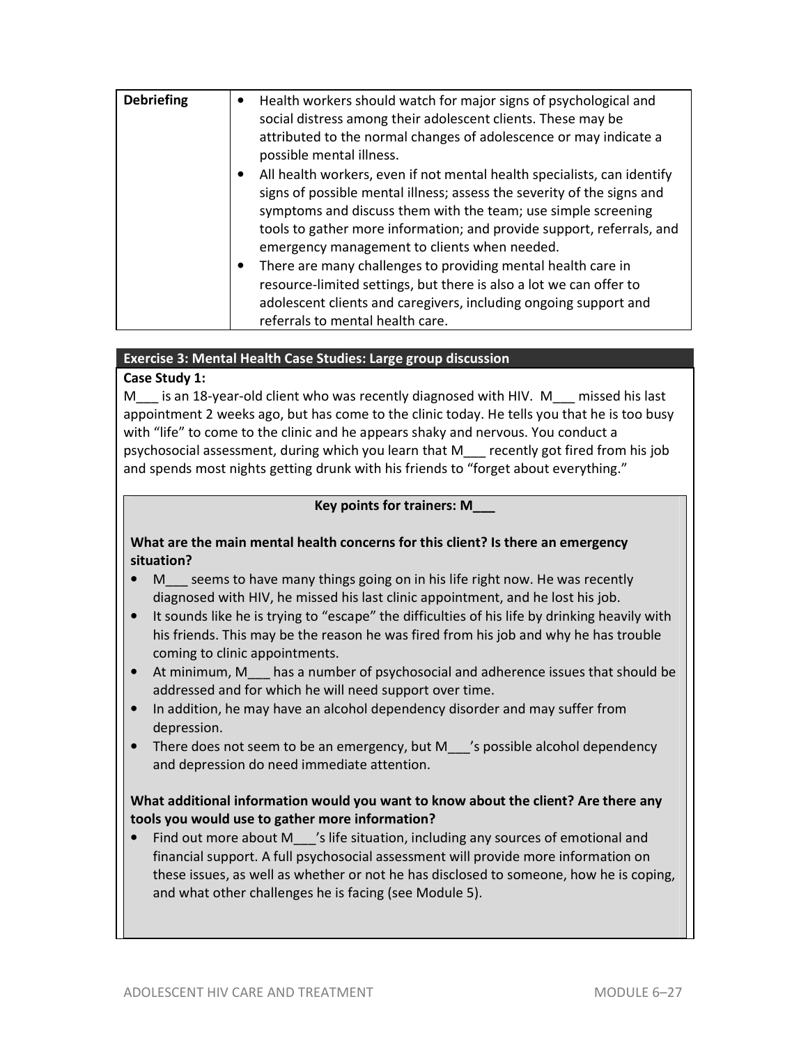| Debriefing | • Health workers should watch for major signs of psychological and social distress among their adolescent clients. These may be attributed to the normal changes of adolescence or may indicate a possible mental illness.<br>• All health workers, even if not mental health specialists, can identify signs of possible mental illness; assess the severity of the signs and symptoms and discuss them with the team; use simple screening tools to gather more information; and provide support, referrals, and emergency management to clients when needed.<br>• There are many challenges to providing mental health care in resource-limited settings, but there is also a lot we can offer to adolescent clients and caregivers, including ongoing support and referrals to mental health care. |
|---|---|

**Exercise 3: Mental Health Case Studies: Large group discussion**

**Case Study 1:**

M___ is an 18-year-old client who was recently diagnosed with HIV. M___ missed his last appointment 2 weeks ago, but has come to the clinic today. He tells you that he is too busy with "life" to come to the clinic and he appears shaky and nervous. You conduct a psychosocial assessment, during which you learn that M___ recently got fired from his job and spends most nights getting drunk with his friends to "forget about everything."

**Key points for trainers: M___**

**What are the main mental health concerns for this client? Is there an emergency situation?**

- M___ seems to have many things going on in his life right now. He was recently diagnosed with HIV, he missed his last clinic appointment, and he lost his job.
- It sounds like he is trying to "escape" the difficulties of his life by drinking heavily with his friends. This may be the reason he was fired from his job and why he has trouble coming to clinic appointments.
- At minimum, M___ has a number of psychosocial and adherence issues that should be addressed and for which he will need support over time.
- In addition, he may have an alcohol dependency disorder and may suffer from depression.
- There does not seem to be an emergency, but M___'s possible alcohol dependency and depression do need immediate attention.

**What additional information would you want to know about the client? Are there any tools you would use to gather more information?**

- Find out more about M___'s life situation, including any sources of emotional and financial support. A full psychosocial assessment will provide more information on these issues, as well as whether or not he has disclosed to someone, how he is coping, and what other challenges he is facing (see Module 5).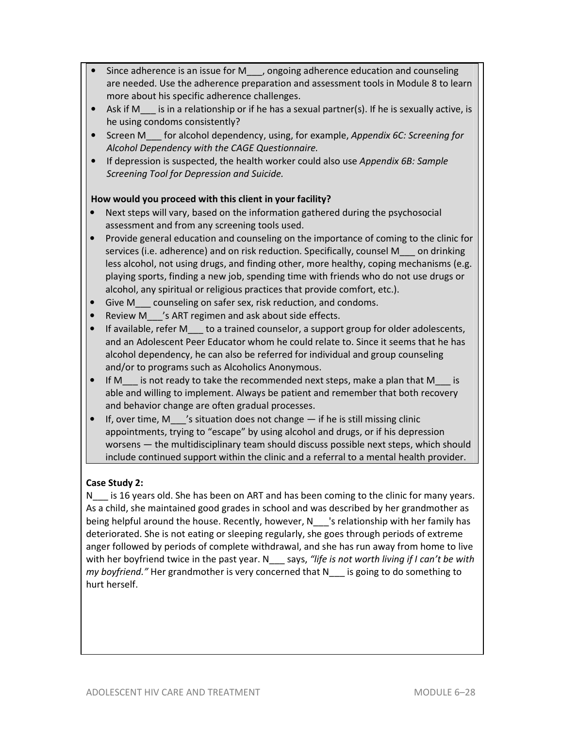- Since adherence is an issue for M___, ongoing adherence education and counseling are needed. Use the adherence preparation and assessment tools in Module 8 to learn more about his specific adherence challenges.
- Ask if M___ is in a relationship or if he has a sexual partner(s). If he is sexually active, is he using condoms consistently?
- Screen M___ for alcohol dependency, using, for example, *Appendix 6C: Screening for Alcohol Dependency with the CAGE Questionnaire.*
- If depression is suspected, the health worker could also use *Appendix 6B: Sample Screening Tool for Depression and Suicide.*

**How would you proceed with this client in your facility?**

- Next steps will vary, based on the information gathered during the psychosocial assessment and from any screening tools used.
- Provide general education and counseling on the importance of coming to the clinic for services (i.e. adherence) and on risk reduction. Specifically, counsel M___ on drinking less alcohol, not using drugs, and finding other, more healthy, coping mechanisms (e.g. playing sports, finding a new job, spending time with friends who do not use drugs or alcohol, any spiritual or religious practices that provide comfort, etc.).
- Give M___ counseling on safer sex, risk reduction, and condoms.
- Review M___'s ART regimen and ask about side effects.
- If available, refer M___ to a trained counselor, a support group for older adolescents, and an Adolescent Peer Educator whom he could relate to. Since it seems that he has alcohol dependency, he can also be referred for individual and group counseling and/or to programs such as Alcoholics Anonymous.
- If M___ is not ready to take the recommended next steps, make a plan that M___ is able and willing to implement. Always be patient and remember that both recovery and behavior change are often gradual processes.
- If, over time, M___'s situation does not change — if he is still missing clinic appointments, trying to "escape" by using alcohol and drugs, or if his depression worsens — the multidisciplinary team should discuss possible next steps, which should include continued support within the clinic and a referral to a mental health provider.

**Case Study 2:**

N___ is 16 years old. She has been on ART and has been coming to the clinic for many years. As a child, she maintained good grades in school and was described by her grandmother as being helpful around the house. Recently, however, N___'s relationship with her family has deteriorated. She is not eating or sleeping regularly, she goes through periods of extreme anger followed by periods of complete withdrawal, and she has run away from home to live with her boyfriend twice in the past year. N___ says, *"life is not worth living if I can't be with my boyfriend."* Her grandmother is very concerned that N___ is going to do something to hurt herself.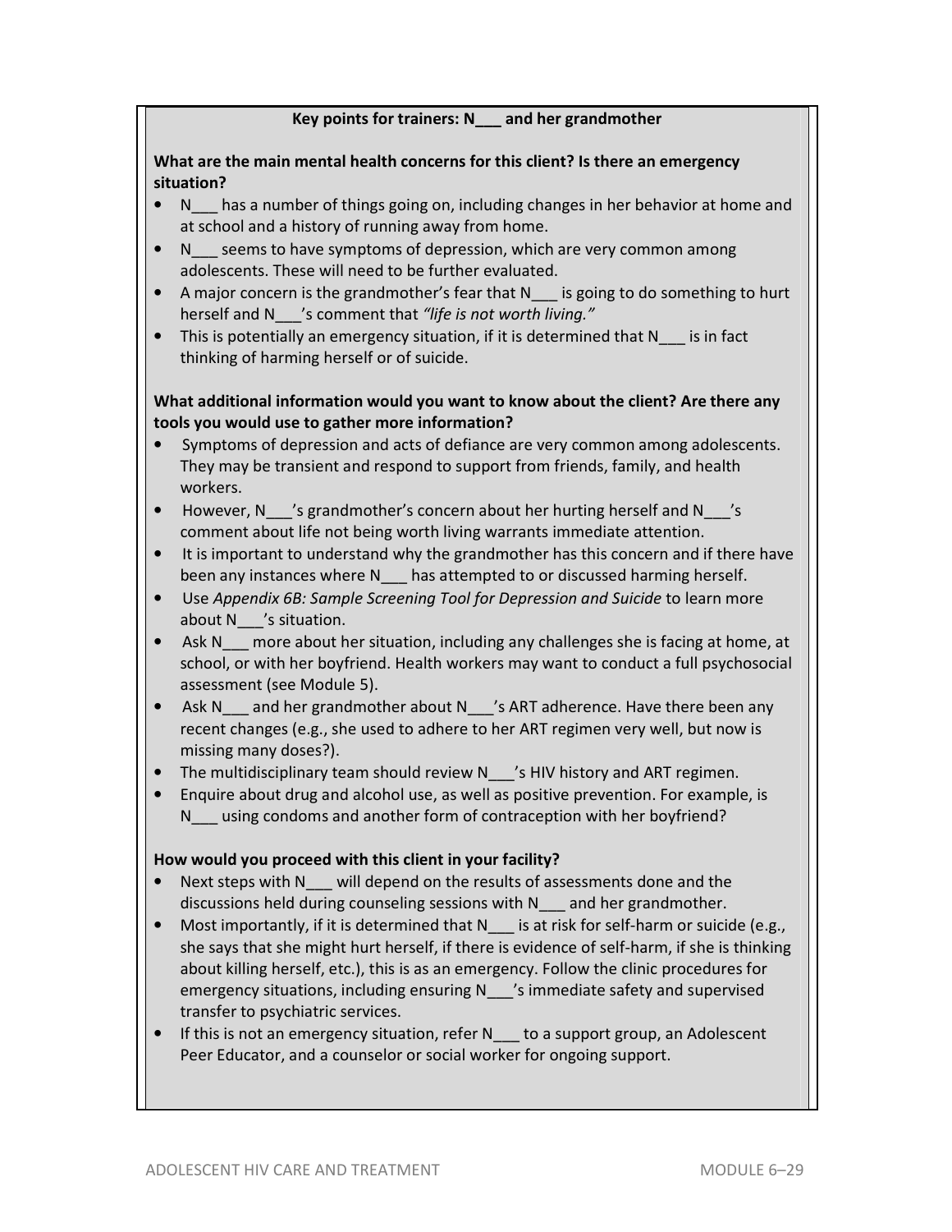**Key points for trainers: N___ and her grandmother**

**What are the main mental health concerns for this client? Is there an emergency situation?**

- N___ has a number of things going on, including changes in her behavior at home and at school and a history of running away from home.
- N___ seems to have symptoms of depression, which are very common among adolescents. These will need to be further evaluated.
- A major concern is the grandmother's fear that N___ is going to do something to hurt herself and N___'s comment that *"life is not worth living."*
- This is potentially an emergency situation, if it is determined that N___ is in fact thinking of harming herself or of suicide.

**What additional information would you want to know about the client? Are there any tools you would use to gather more information?**

- Symptoms of depression and acts of defiance are very common among adolescents. They may be transient and respond to support from friends, family, and health workers.
- However, N___'s grandmother's concern about her hurting herself and N___'s comment about life not being worth living warrants immediate attention.
- It is important to understand why the grandmother has this concern and if there have been any instances where N___ has attempted to or discussed harming herself.
- Use *Appendix 6B: Sample Screening Tool for Depression and Suicide* to learn more about N___'s situation.
- Ask N___ more about her situation, including any challenges she is facing at home, at school, or with her boyfriend. Health workers may want to conduct a full psychosocial assessment (see Module 5).
- Ask N___ and her grandmother about N___'s ART adherence. Have there been any recent changes (e.g., she used to adhere to her ART regimen very well, but now is missing many doses?).
- The multidisciplinary team should review N___'s HIV history and ART regimen.
- Enquire about drug and alcohol use, as well as positive prevention. For example, is N___ using condoms and another form of contraception with her boyfriend?

**How would you proceed with this client in your facility?**

- Next steps with N___ will depend on the results of assessments done and the discussions held during counseling sessions with N___ and her grandmother.
- Most importantly, if it is determined that N___ is at risk for self-harm or suicide (e.g., she says that she might hurt herself, if there is evidence of self-harm, if she is thinking about killing herself, etc.), this is as an emergency. Follow the clinic procedures for emergency situations, including ensuring N___'s immediate safety and supervised transfer to psychiatric services.
- If this is not an emergency situation, refer N___ to a support group, an Adolescent Peer Educator, and a counselor or social worker for ongoing support.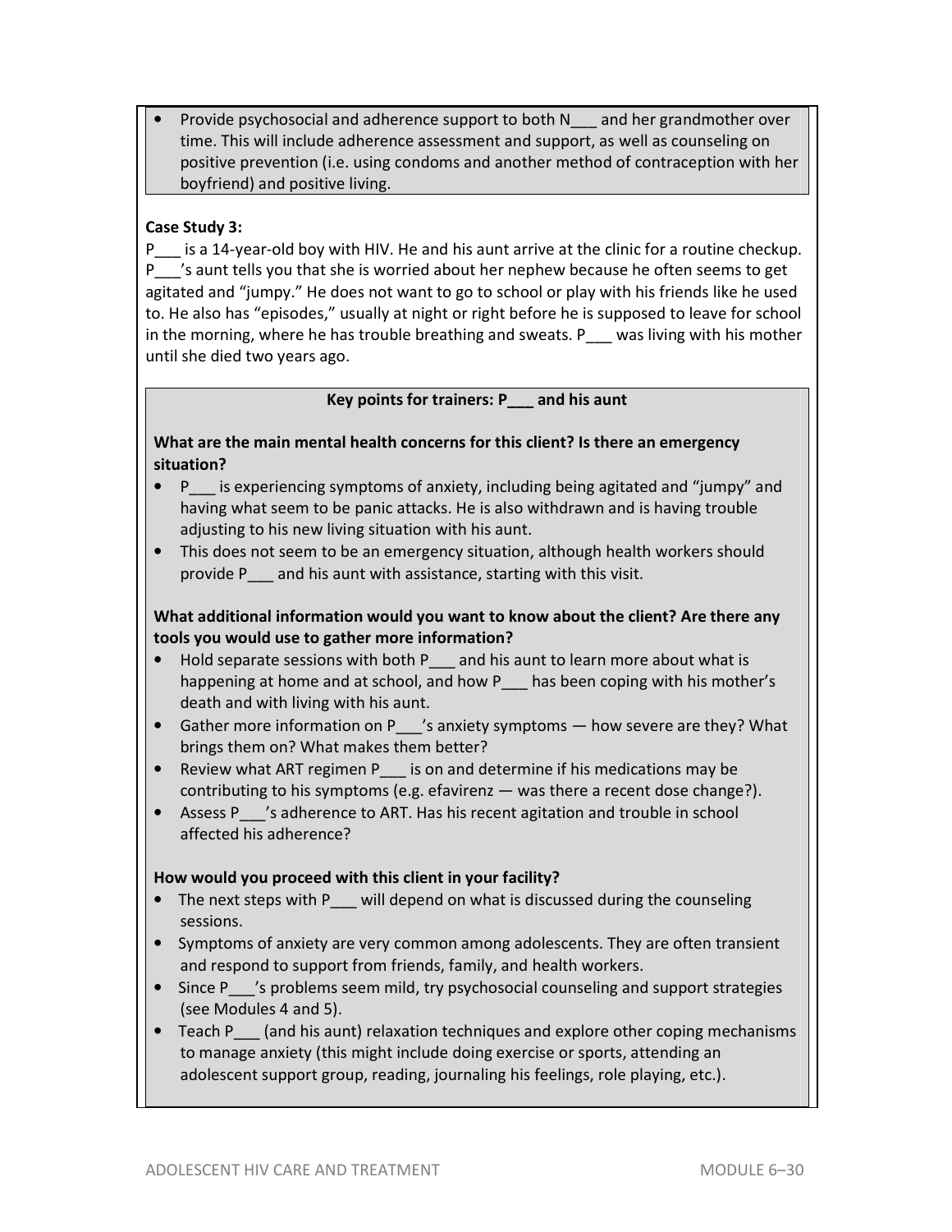- Provide psychosocial and adherence support to both N___ and her grandmother over time. This will include adherence assessment and support, as well as counseling on positive prevention (i.e. using condoms and another method of contraception with her boyfriend) and positive living.

**Case Study 3:**

P___ is a 14-year-old boy with HIV. He and his aunt arrive at the clinic for a routine checkup. P___'s aunt tells you that she is worried about her nephew because he often seems to get agitated and "jumpy." He does not want to go to school or play with his friends like he used to. He also has "episodes," usually at night or right before he is supposed to leave for school in the morning, where he has trouble breathing and sweats. P___ was living with his mother until she died two years ago.

**Key points for trainers: P___ and his aunt**

**What are the main mental health concerns for this client? Is there an emergency situation?**

- P___ is experiencing symptoms of anxiety, including being agitated and "jumpy" and having what seem to be panic attacks. He is also withdrawn and is having trouble adjusting to his new living situation with his aunt.
- This does not seem to be an emergency situation, although health workers should provide P___ and his aunt with assistance, starting with this visit.

**What additional information would you want to know about the client? Are there any tools you would use to gather more information?**

- Hold separate sessions with both P___ and his aunt to learn more about what is happening at home and at school, and how P___ has been coping with his mother's death and with living with his aunt.
- Gather more information on P___'s anxiety symptoms — how severe are they? What brings them on? What makes them better?
- Review what ART regimen P___ is on and determine if his medications may be contributing to his symptoms (e.g. efavirenz — was there a recent dose change?).
- Assess P___'s adherence to ART. Has his recent agitation and trouble in school affected his adherence?

**How would you proceed with this client in your facility?**

- The next steps with P___ will depend on what is discussed during the counseling sessions.
- Symptoms of anxiety are very common among adolescents. They are often transient and respond to support from friends, family, and health workers.
- Since P___'s problems seem mild, try psychosocial counseling and support strategies (see Modules 4 and 5).
- Teach P___ (and his aunt) relaxation techniques and explore other coping mechanisms to manage anxiety (this might include doing exercise or sports, attending an adolescent support group, reading, journaling his feelings, role playing, etc.).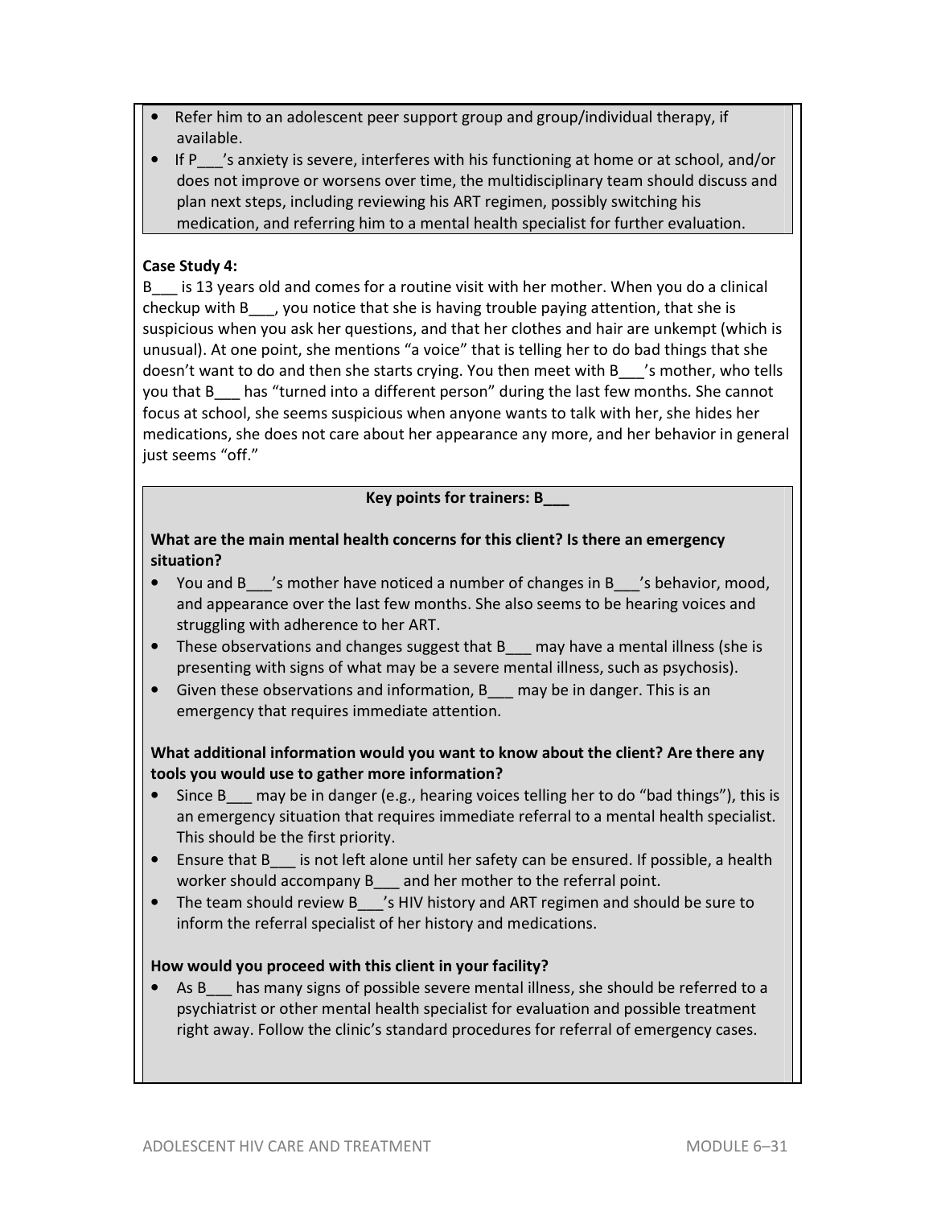- Refer him to an adolescent peer support group and group/individual therapy, if available.
- If P___'s anxiety is severe, interferes with his functioning at home or at school, and/or does not improve or worsens over time, the multidisciplinary team should discuss and plan next steps, including reviewing his ART regimen, possibly switching his medication, and referring him to a mental health specialist for further evaluation.

**Case Study 4:**

B___ is 13 years old and comes for a routine visit with her mother. When you do a clinical checkup with B___, you notice that she is having trouble paying attention, that she is suspicious when you ask her questions, and that her clothes and hair are unkempt (which is unusual). At one point, she mentions "a voice" that is telling her to do bad things that she doesn't want to do and then she starts crying. You then meet with B___'s mother, who tells you that B___ has "turned into a different person" during the last few months. She cannot focus at school, she seems suspicious when anyone wants to talk with her, she hides her medications, she does not care about her appearance any more, and her behavior in general just seems "off."

**Key points for trainers: B___**

**What are the main mental health concerns for this client? Is there an emergency situation?**

- You and B___'s mother have noticed a number of changes in B___'s behavior, mood, and appearance over the last few months. She also seems to be hearing voices and struggling with adherence to her ART.
- These observations and changes suggest that B___ may have a mental illness (she is presenting with signs of what may be a severe mental illness, such as psychosis).
- Given these observations and information, B___ may be in danger. This is an emergency that requires immediate attention.

**What additional information would you want to know about the client? Are there any tools you would use to gather more information?**

- Since B___ may be in danger (e.g., hearing voices telling her to do "bad things"), this is an emergency situation that requires immediate referral to a mental health specialist. This should be the first priority.
- Ensure that B___ is not left alone until her safety can be ensured. If possible, a health worker should accompany B___ and her mother to the referral point.
- The team should review B___'s HIV history and ART regimen and should be sure to inform the referral specialist of her history and medications.

**How would you proceed with this client in your facility?**

- As B___ has many signs of possible severe mental illness, she should be referred to a psychiatrist or other mental health specialist for evaluation and possible treatment right away. Follow the clinic's standard procedures for referral of emergency cases.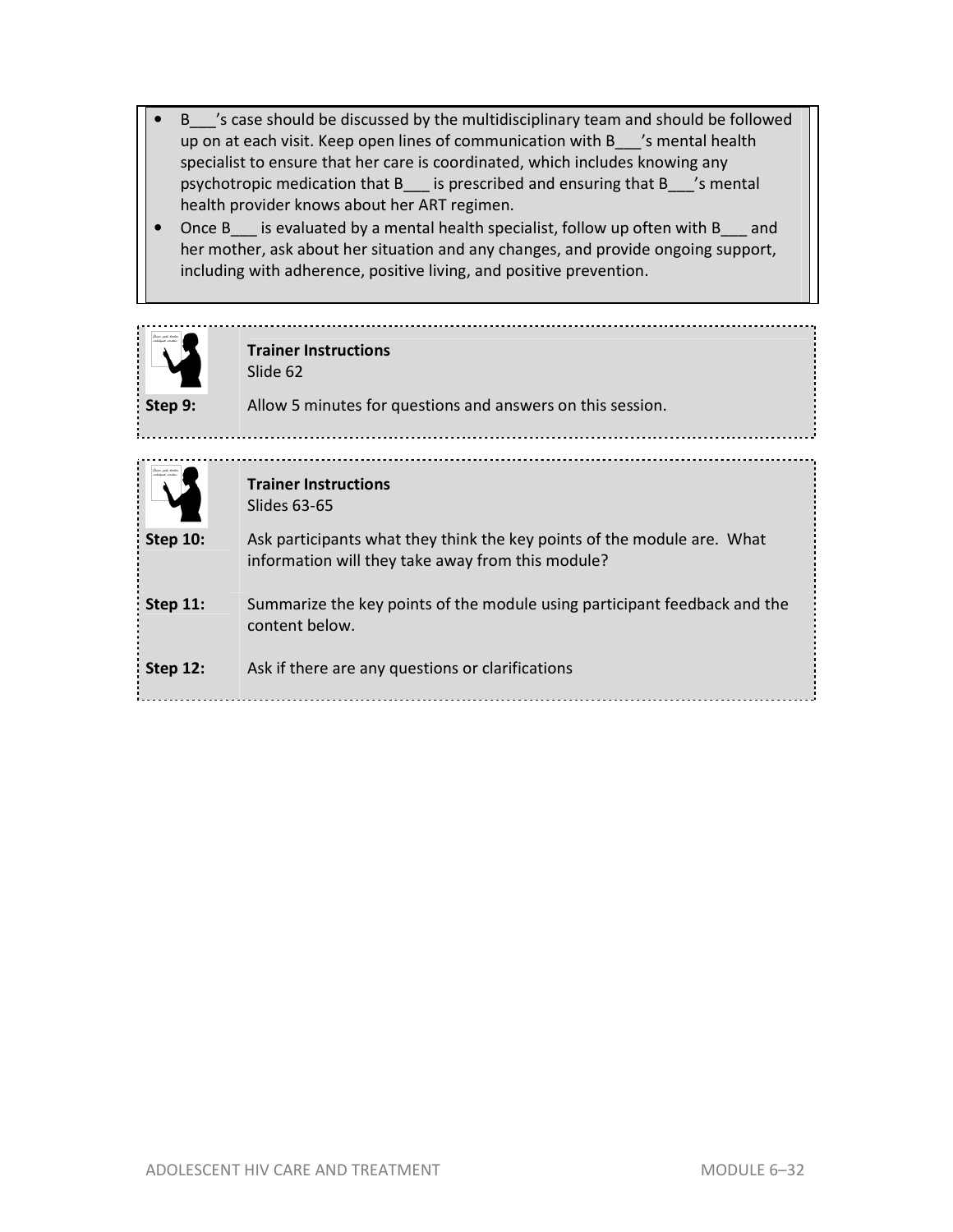- B___'s case should be discussed by the multidisciplinary team and should be followed up on at each visit. Keep open lines of communication with B___'s mental health specialist to ensure that her care is coordinated, which includes knowing any psychotropic medication that B___ is prescribed and ensuring that B___'s mental health provider knows about her ART regimen.
- Once B___ is evaluated by a mental health specialist, follow up often with B___ and her mother, ask about her situation and any changes, and provide ongoing support, including with adherence, positive living, and positive prevention.

**Trainer Instructions**
Slide 62

**Step 9:** Allow 5 minutes for questions and answers on this session.

**Trainer Instructions**
Slides 63-65

**Step 10:** Ask participants what they think the key points of the module are. What information will they take away from this module?

**Step 11:** Summarize the key points of the module using participant feedback and the content below.

**Step 12:** Ask if there are any questions or clarifications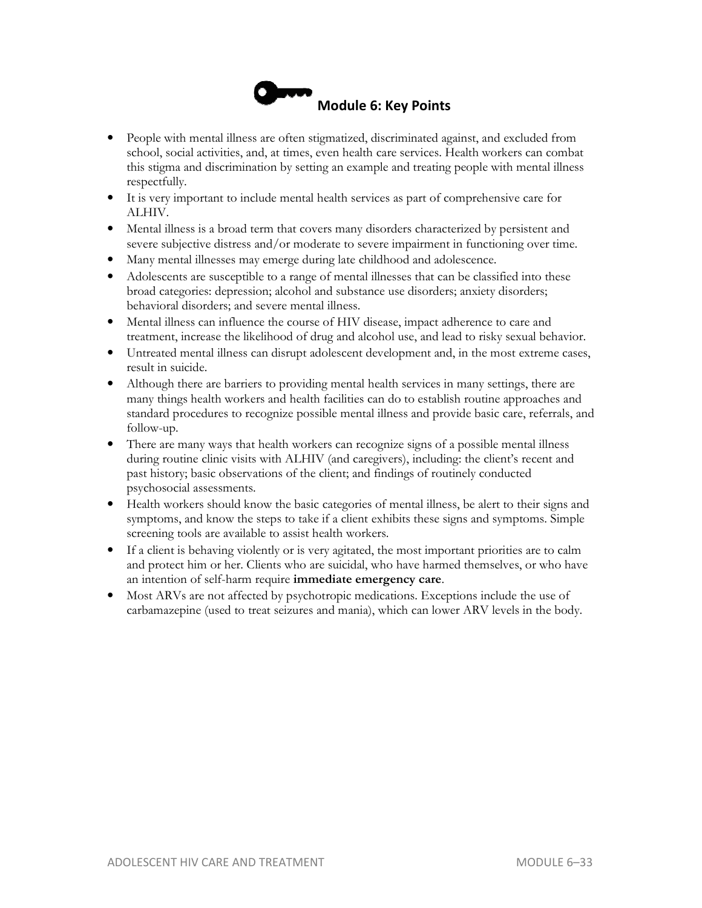## Module 6: Key Points

- People with mental illness are often stigmatized, discriminated against, and excluded from school, social activities, and, at times, even health care services. Health workers can combat this stigma and discrimination by setting an example and treating people with mental illness respectfully.
- It is very important to include mental health services as part of comprehensive care for ALHIV.
- Mental illness is a broad term that covers many disorders characterized by persistent and severe subjective distress and/or moderate to severe impairment in functioning over time.
- Many mental illnesses may emerge during late childhood and adolescence.
- Adolescents are susceptible to a range of mental illnesses that can be classified into these broad categories: depression; alcohol and substance use disorders; anxiety disorders; behavioral disorders; and severe mental illness.
- Mental illness can influence the course of HIV disease, impact adherence to care and treatment, increase the likelihood of drug and alcohol use, and lead to risky sexual behavior.
- Untreated mental illness can disrupt adolescent development and, in the most extreme cases, result in suicide.
- Although there are barriers to providing mental health services in many settings, there are many things health workers and health facilities can do to establish routine approaches and standard procedures to recognize possible mental illness and provide basic care, referrals, and follow-up.
- There are many ways that health workers can recognize signs of a possible mental illness during routine clinic visits with ALHIV (and caregivers), including: the client's recent and past history; basic observations of the client; and findings of routinely conducted psychosocial assessments.
- Health workers should know the basic categories of mental illness, be alert to their signs and symptoms, and know the steps to take if a client exhibits these signs and symptoms. Simple screening tools are available to assist health workers.
- If a client is behaving violently or is very agitated, the most important priorities are to calm and protect him or her. Clients who are suicidal, who have harmed themselves, or who have an intention of self-harm require **immediate emergency care**.
- Most ARVs are not affected by psychotropic medications. Exceptions include the use of carbamazepine (used to treat seizures and mania), which can lower ARV levels in the body.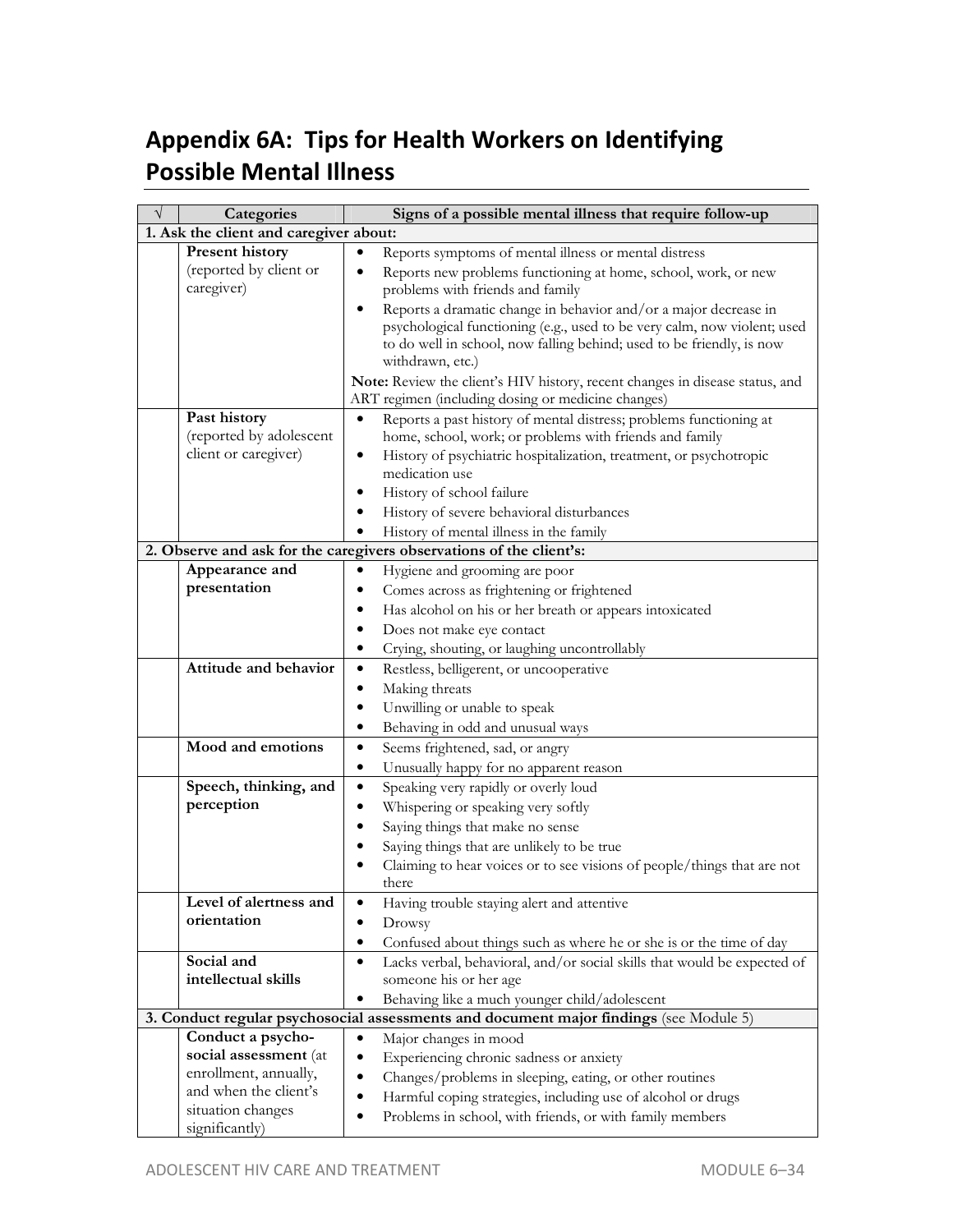## Appendix 6A: Tips for Health Workers on Identifying Possible Mental Illness

| √ | Categories | Signs of a possible mental illness that require follow-up |
|---|---|---|
| **1. Ask the client and caregiver about:** | | |
| | **Present history** (reported by client or caregiver) | • Reports symptoms of mental illness or mental distress<br>• Reports new problems functioning at home, school, work, or new problems with friends and family<br>• Reports a dramatic change in behavior and/or a major decrease in psychological functioning (e.g., used to be very calm, now violent; used to do well in school, now falling behind; used to be friendly, is now withdrawn, etc.)<br>**Note:** Review the client's HIV history, recent changes in disease status, and ART regimen (including dosing or medicine changes) |
| | **Past history** (reported by adolescent client or caregiver) | • Reports a past history of mental distress; problems functioning at home, school, work; or problems with friends and family<br>• History of psychiatric hospitalization, treatment, or psychotropic medication use<br>• History of school failure<br>• History of severe behavioral disturbances<br>• History of mental illness in the family |
| **2. Observe and ask for the caregivers observations of the client's:** | | |
| | **Appearance and presentation** | • Hygiene and grooming are poor<br>• Comes across as frightening or frightened<br>• Has alcohol on his or her breath or appears intoxicated<br>• Does not make eye contact<br>• Crying, shouting, or laughing uncontrollably |
| | **Attitude and behavior** | • Restless, belligerent, or uncooperative<br>• Making threats<br>• Unwilling or unable to speak<br>• Behaving in odd and unusual ways |
| | **Mood and emotions** | • Seems frightened, sad, or angry<br>• Unusually happy for no apparent reason |
| | **Speech, thinking, and perception** | • Speaking very rapidly or overly loud<br>• Whispering or speaking very softly<br>• Saying things that make no sense<br>• Saying things that are unlikely to be true<br>• Claiming to hear voices or to see visions of people/things that are not there |
| | **Level of alertness and orientation** | • Having trouble staying alert and attentive<br>• Drowsy<br>• Confused about things such as where he or she is or the time of day |
| | **Social and intellectual skills** | • Lacks verbal, behavioral, and/or social skills that would be expected of someone his or her age<br>• Behaving like a much younger child/adolescent |
| **3. Conduct regular psychosocial assessments and document major findings** (see Module 5) | | |
| | **Conduct a psycho-social assessment** (at enrollment, annually, and when the client's situation changes significantly) | • Major changes in mood<br>• Experiencing chronic sadness or anxiety<br>• Changes/problems in sleeping, eating, or other routines<br>• Harmful coping strategies, including use of alcohol or drugs<br>• Problems in school, with friends, or with family members |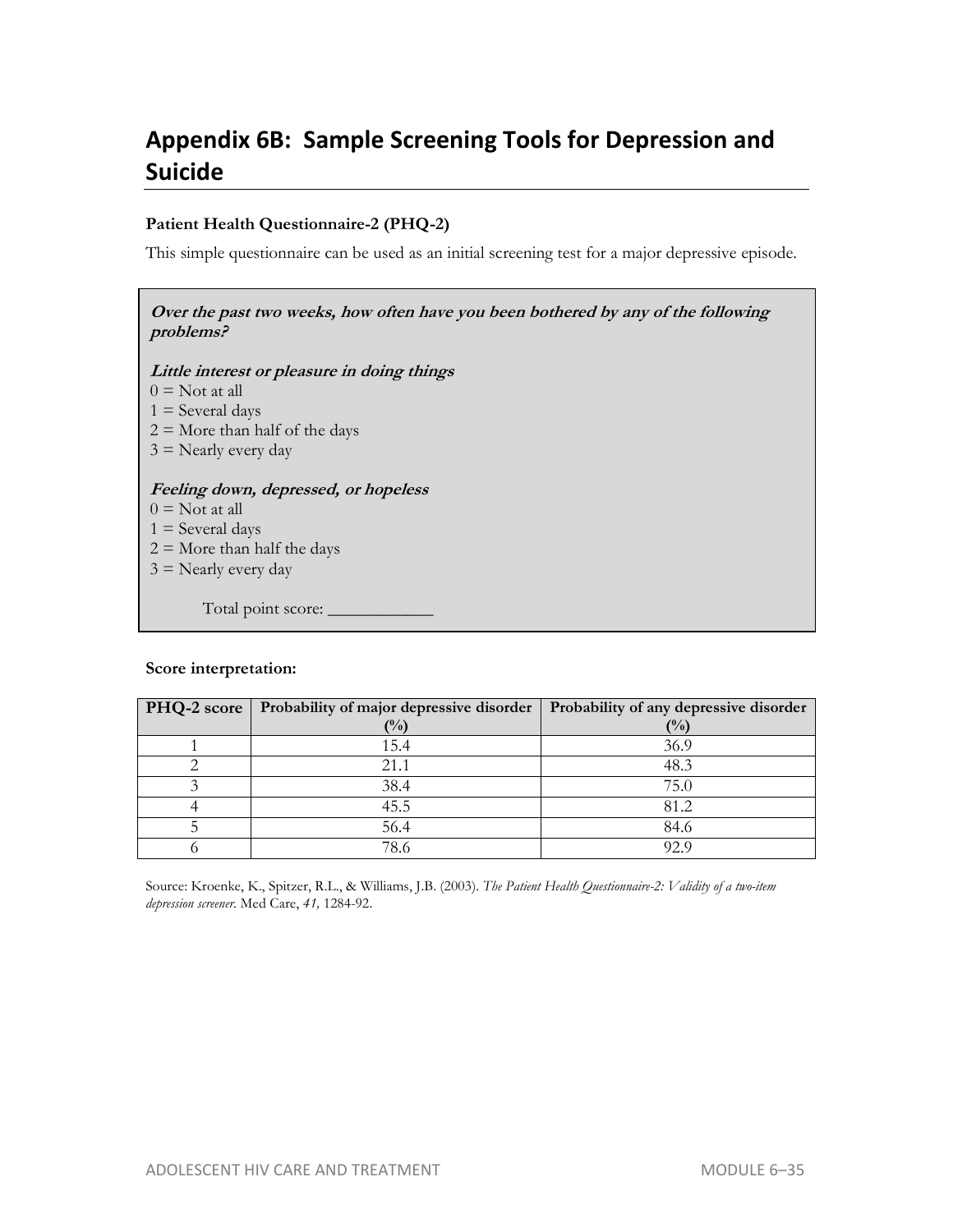## Appendix 6B: Sample Screening Tools for Depression and Suicide

**Patient Health Questionnaire-2 (PHQ-2)**

This simple questionnaire can be used as an initial screening test for a major depressive episode.

***Over the past two weeks, how often have you been bothered by any of the following problems?***

***Little interest or pleasure in doing things***
0 = Not at all
1 = Several days
2 = More than half of the days
3 = Nearly every day

***Feeling down, depressed, or hopeless***
0 = Not at all
1 = Several days
2 = More than half the days
3 = Nearly every day

Total point score: ____________

**Score interpretation:**

| PHQ-2 score | Probability of major depressive disorder (%) | Probability of any depressive disorder (%) |
|---|---|---|
| 1 | 15.4 | 36.9 |
| 2 | 21.1 | 48.3 |
| 3 | 38.4 | 75.0 |
| 4 | 45.5 | 81.2 |
| 5 | 56.4 | 84.6 |
| 6 | 78.6 | 92.9 |

Source: Kroenke, K., Spitzer, R.L., & Williams, J.B. (2003). *The Patient Health Questionnaire-2: Validity of a two-item depression screener.* Med Care, *41,* 1284-92.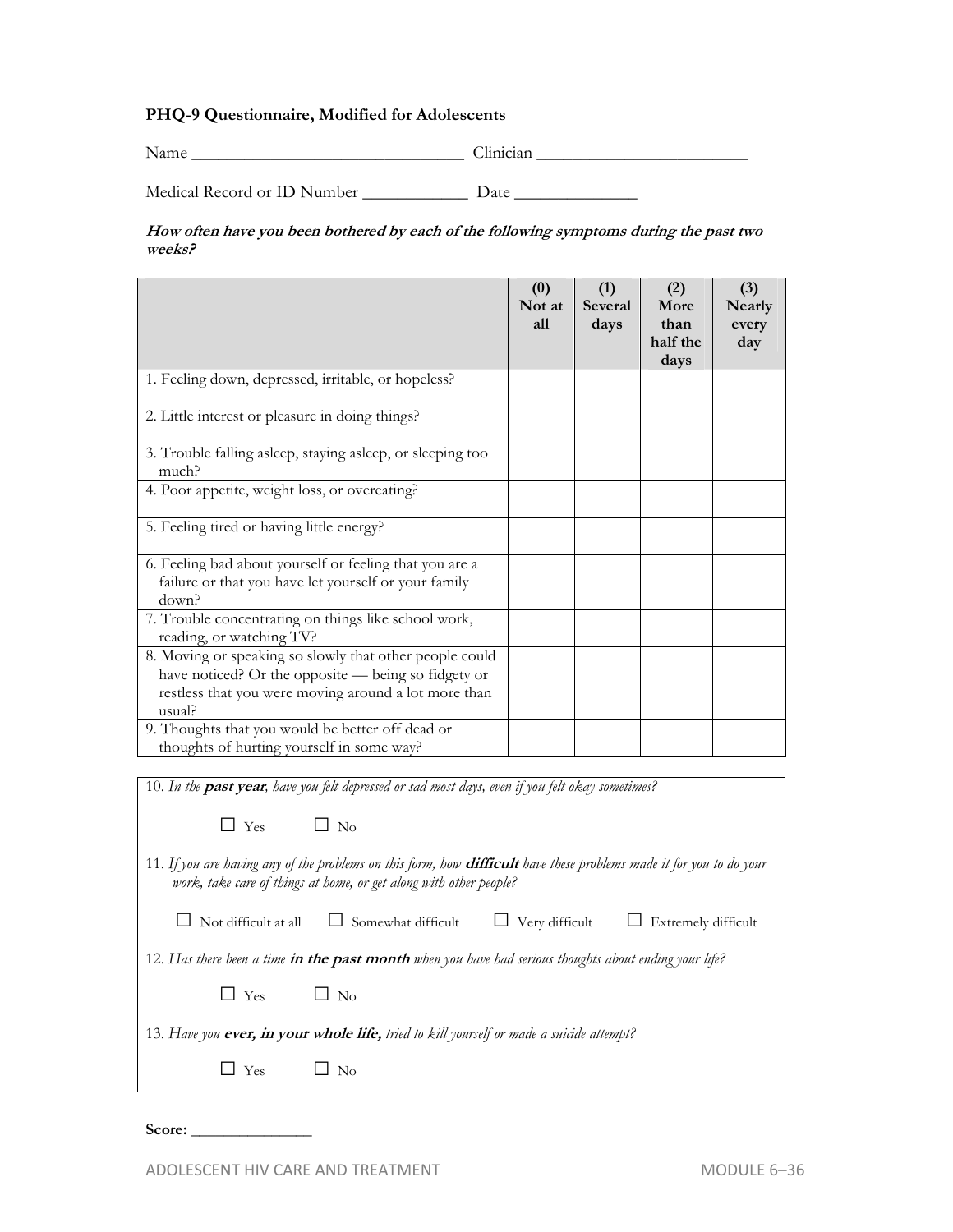### PHQ-9 Questionnaire, Modified for Adolescents

Name ______________________________ Clinician ________________________

Medical Record or ID Number ____________ Date ______________

***How often have you been bothered by each of the following symptoms during the past two weeks?***

| | (0) Not at all | (1) Several days | (2) More than half the days | (3) Nearly every day |
|---|---|---|---|---|
| 1. Feeling down, depressed, irritable, or hopeless? | | | | |
| 2. Little interest or pleasure in doing things? | | | | |
| 3. Trouble falling asleep, staying asleep, or sleeping too much? | | | | |
| 4. Poor appetite, weight loss, or overeating? | | | | |
| 5. Feeling tired or having little energy? | | | | |
| 6. Feeling bad about yourself or feeling that you are a failure or that you have let yourself or your family down? | | | | |
| 7. Trouble concentrating on things like school work, reading, or watching TV? | | | | |
| 8. Moving or speaking so slowly that other people could have noticed? Or the opposite — being so fidgety or restless that you were moving around a lot more than usual? | | | | |
| 9. Thoughts that you would be better off dead or thoughts of hurting yourself in some way? | | | | |

10. *In the **past year**, have you felt depressed or sad most days, even if you felt okay sometimes?*

☐ Yes ☐ No

11. *If you are having any of the problems on this form, how **difficult** have these problems made it for you to do your work, take care of things at home, or get along with other people?*

☐ Not difficult at all ☐ Somewhat difficult ☐ Very difficult ☐ Extremely difficult

12. *Has there been a time **in the past month** when you have had serious thoughts about ending your life?*

☐ Yes ☐ No

13. *Have you **ever, in your whole life,** tried to kill yourself or made a suicide attempt?*

☐ Yes ☐ No

**Score:** ______________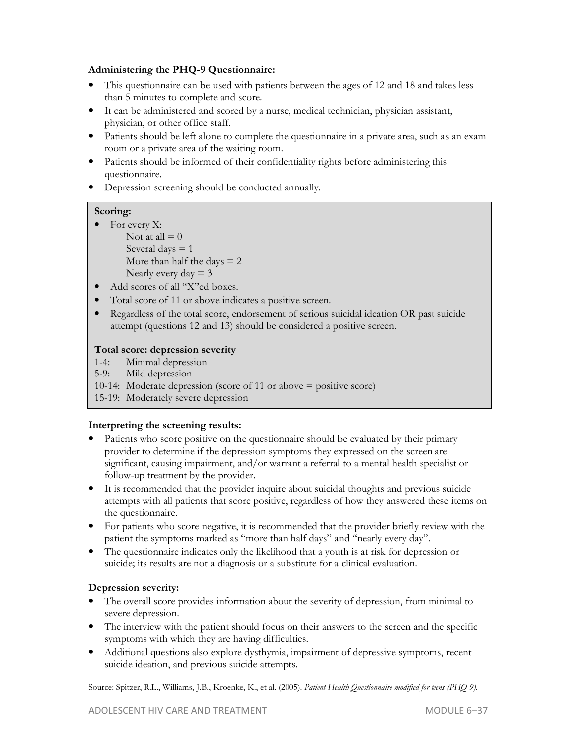**Administering the PHQ-9 Questionnaire:**

- This questionnaire can be used with patients between the ages of 12 and 18 and takes less than 5 minutes to complete and score.
- It can be administered and scored by a nurse, medical technician, physician assistant, physician, or other office staff.
- Patients should be left alone to complete the questionnaire in a private area, such as an exam room or a private area of the waiting room.
- Patients should be informed of their confidentiality rights before administering this questionnaire.
- Depression screening should be conducted annually.

**Scoring:**

- For every X:
  - Not at all = 0
  - Several days = 1
  - More than half the days = 2
  - Nearly every day = 3
- Add scores of all "X"ed boxes.
- Total score of 11 or above indicates a positive screen.
- Regardless of the total score, endorsement of serious suicidal ideation OR past suicide attempt (questions 12 and 13) should be considered a positive screen.

**Total score: depression severity**

1-4: Minimal depression
5-9: Mild depression
10-14: Moderate depression (score of 11 or above = positive score)
15-19: Moderately severe depression

**Interpreting the screening results:**

- Patients who score positive on the questionnaire should be evaluated by their primary provider to determine if the depression symptoms they expressed on the screen are significant, causing impairment, and/or warrant a referral to a mental health specialist or follow-up treatment by the provider.
- It is recommended that the provider inquire about suicidal thoughts and previous suicide attempts with all patients that score positive, regardless of how they answered these items on the questionnaire.
- For patients who score negative, it is recommended that the provider briefly review with the patient the symptoms marked as "more than half days" and "nearly every day".
- The questionnaire indicates only the likelihood that a youth is at risk for depression or suicide; its results are not a diagnosis or a substitute for a clinical evaluation.

**Depression severity:**

- The overall score provides information about the severity of depression, from minimal to severe depression.
- The interview with the patient should focus on their answers to the screen and the specific symptoms with which they are having difficulties.
- Additional questions also explore dysthymia, impairment of depressive symptoms, recent suicide ideation, and previous suicide attempts.

Source: Spitzer, R.L., Williams, J.B., Kroenke, K., et al. (2005). *Patient Health Questionnaire modified for teens (PHQ-9).*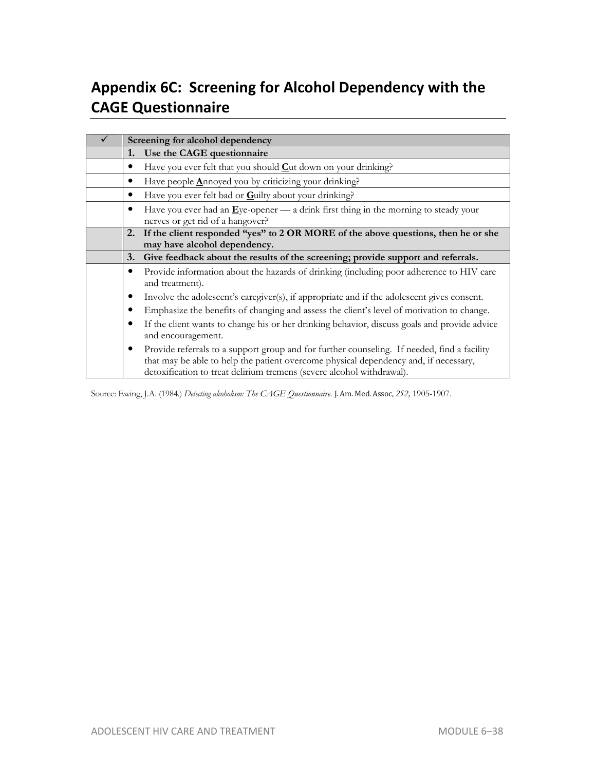## Appendix 6C: Screening for Alcohol Dependency with the CAGE Questionnaire

| ✓ | Screening for alcohol dependency |
|---|---|
| | **1. Use the CAGE questionnaire** |
| | • Have you ever felt that you should **C**ut down on your drinking? |
| | • Have people **A**nnoyed you by criticizing your drinking? |
| | • Have you ever felt bad or **G**uilty about your drinking? |
| | • Have you ever had an **E**ye-opener — a drink first thing in the morning to steady your nerves or get rid of a hangover? |
| | **2. If the client responded "yes" to 2 OR MORE of the above questions, then he or she may have alcohol dependency.** |
| | **3. Give feedback about the results of the screening; provide support and referrals.** |
| | • Provide information about the hazards of drinking (including poor adherence to HIV care and treatment).<br>• Involve the adolescent's caregiver(s), if appropriate and if the adolescent gives consent.<br>• Emphasize the benefits of changing and assess the client's level of motivation to change.<br>• If the client wants to change his or her drinking behavior, discuss goals and provide advice and encouragement.<br>• Provide referrals to a support group and for further counseling. If needed, find a facility that may be able to help the patient overcome physical dependency and, if necessary, detoxification to treat delirium tremens (severe alcohol withdrawal). |

Source: Ewing, J.A. (1984.) *Detecting alcoholism: The CAGE Questionnaire.* J. Am. Med. Assoc, *252,* 1905-1907.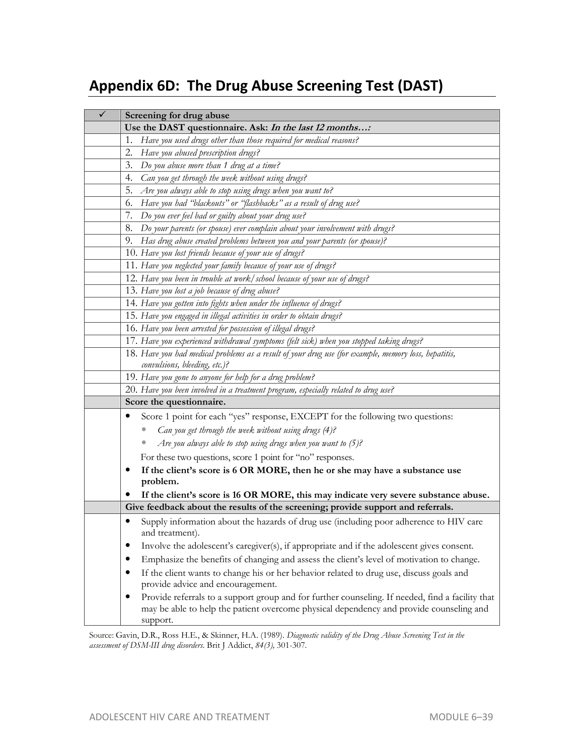## Appendix 6D: The Drug Abuse Screening Test (DAST)

| ✓ | Screening for drug abuse |
|---|---|
| | **Use the DAST questionnaire. Ask: *In the last 12 months…:*** |
| | 1. *Have you used drugs other than those required for medical reasons?* |
| | 2. *Have you abused prescription drugs?* |
| | 3. *Do you abuse more than 1 drug at a time?* |
| | 4. *Can you get through the week without using drugs?* |
| | 5. *Are you always able to stop using drugs when you want to?* |
| | 6. *Have you had "blackouts" or "flashbacks" as a result of drug use?* |
| | 7. *Do you ever feel bad or guilty about your drug use?* |
| | 8. *Do your parents (or spouse) ever complain about your involvement with drugs?* |
| | 9. *Has drug abuse created problems between you and your parents (or spouse)?* |
| | 10. *Have you lost friends because of your use of drugs?* |
| | 11. *Have you neglected your family because of your use of drugs?* |
| | 12. *Have you been in trouble at work/school because of your use of drugs?* |
| | 13. *Have you lost a job because of drug abuse?* |
| | 14. *Have you gotten into fights when under the influence of drugs?* |
| | 15. *Have you engaged in illegal activities in order to obtain drugs?* |
| | 16. *Have you been arrested for possession of illegal drugs?* |
| | 17. *Have you experienced withdrawal symptoms (felt sick) when you stopped taking drugs?* |
| | 18. *Have you had medical problems as a result of your drug use (for example, memory loss, hepatitis, convulsions, bleeding, etc.)?* |
| | 19. *Have you gone to anyone for help for a drug problem?* |
| | 20. *Have you been involved in a treatment program, especially related to drug use?* |
| | **Score the questionnaire.** |
| | • Score 1 point for each "yes" response, EXCEPT for the following two questions:<br>  ◦ *Can you get through the week without using drugs (4)?*<br>  ◦ *Are you always able to stop using drugs when you want to (5)?*<br>For these two questions, score 1 point for "no" responses.<br>• **If the client's score is 6 OR MORE, then he or she may have a substance use problem.**<br>• **If the client's score is 16 OR MORE, this may indicate very severe substance abuse.** |
| | **Give feedback about the results of the screening; provide support and referrals.** |
| | • Supply information about the hazards of drug use (including poor adherence to HIV care and treatment).<br>• Involve the adolescent's caregiver(s), if appropriate and if the adolescent gives consent.<br>• Emphasize the benefits of changing and assess the client's level of motivation to change.<br>• If the client wants to change his or her behavior related to drug use, discuss goals and provide advice and encouragement.<br>• Provide referrals to a support group and for further counseling. If needed, find a facility that may be able to help the patient overcome physical dependency and provide counseling and support. |

Source: Gavin, D.R., Ross H.E., & Skinner, H.A. (1989). *Diagnostic validity of the Drug Abuse Screening Test in the assessment of DSM-III drug disorders.* Brit J Addict, *84(3),* 301-307.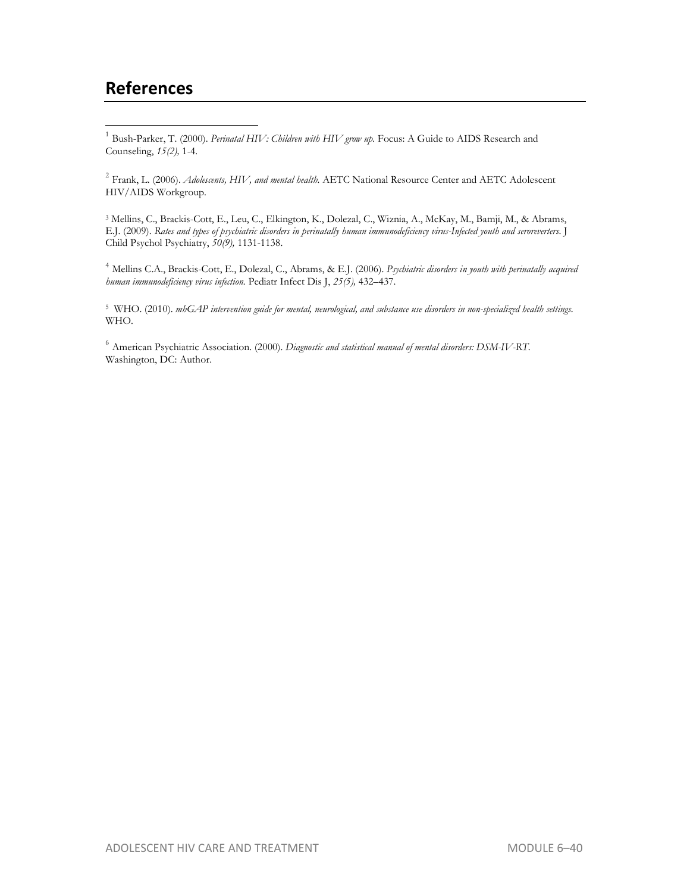## References

[1] Bush-Parker, T. (2000). *Perinatal HIV: Children with HIV grow up*. Focus: A Guide to AIDS Research and Counseling, *15(2),* 1-4.

[2] Frank, L. (2006). *Adolescents, HIV, and mental health.* AETC National Resource Center and AETC Adolescent HIV/AIDS Workgroup.

[3] Mellins, C., Brackis-Cott, E., Leu, C., Elkington, K., Dolezal, C., Wiznia, A., McKay, M., Bamji, M., & Abrams, E.J. (2009). *Rates and types of psychiatric disorders in perinatally human immunodeficiency virus-Infected youth and seroreverters.* J Child Psychol Psychiatry, *50(9),* 1131-1138.

[4] Mellins C.A., Brackis-Cott, E., Dolezal, C., Abrams, & E.J. (2006). *Psychiatric disorders in youth with perinatally acquired human immunodeficiency virus infection.* Pediatr Infect Dis J, *25(5),* 432–437.

[5] WHO. (2010). *mhGAP intervention guide for mental, neurological, and substance use disorders in non-specialized health settings.* WHO.

[6] American Psychiatric Association. (2000). *Diagnostic and statistical manual of mental disorders: DSM-IV-RT.* Washington, DC: Author.